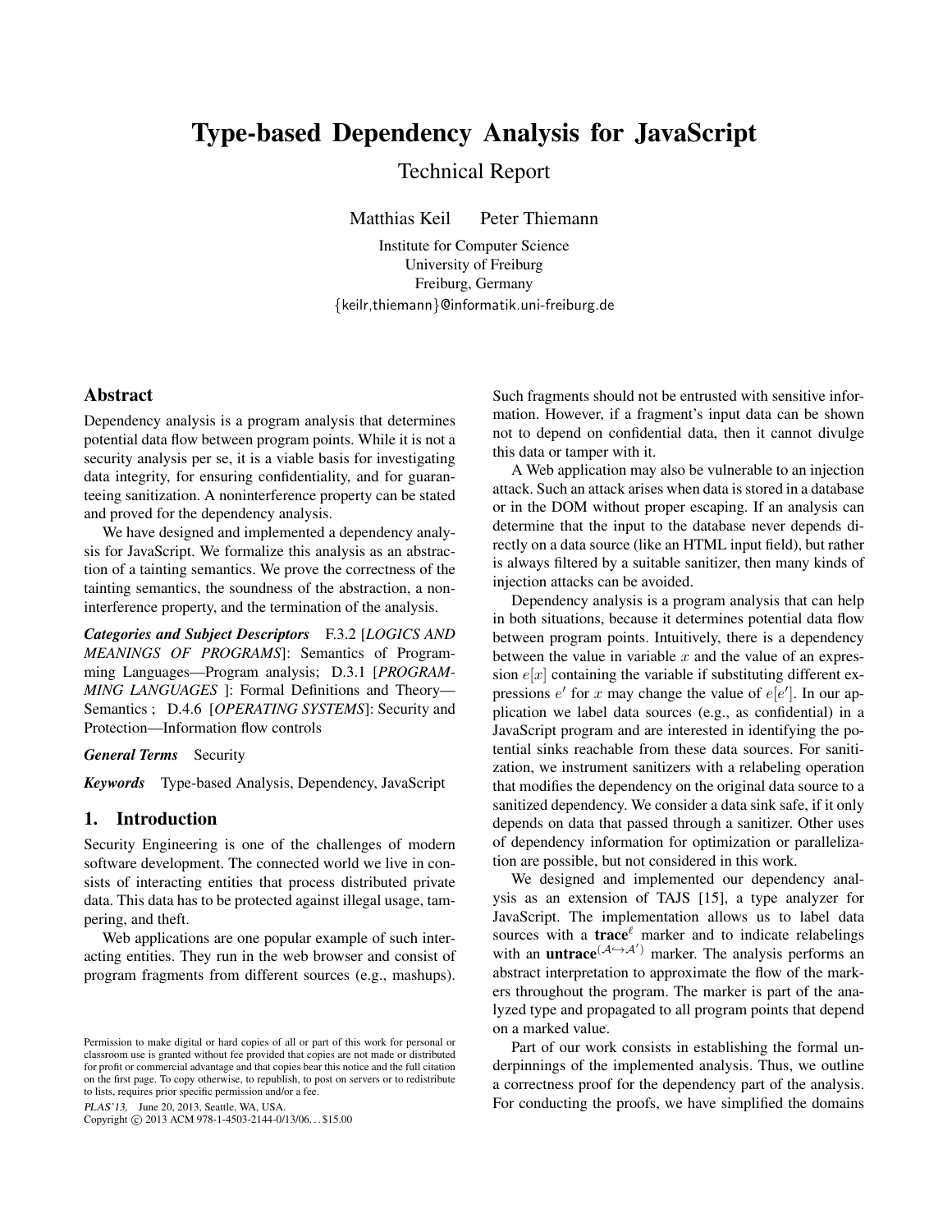# Type-based Dependency Analysis for JavaScript

Technical Report

Matthias Keil  Peter Thiemann

Institute for Computer Science
University of Freiburg
Freiburg, Germany
{keilr,thiemann}@informatik.uni-freiburg.de

## Abstract

Dependency analysis is a program analysis that determines potential data flow between program points. While it is not a security analysis per se, it is a viable basis for investigating data integrity, for ensuring confidentiality, and for guaranteeing sanitization. A noninterference property can be stated and proved for the dependency analysis.

We have designed and implemented a dependency analysis for JavaScript. We formalize this analysis as an abstraction of a tainting semantics. We prove the correctness of the tainting semantics, the soundness of the abstraction, a noninterference property, and the termination of the analysis.

***Categories and Subject Descriptors*** F.3.2 [*LOGICS AND MEANINGS OF PROGRAMS*]: Semantics of Programming Languages—Program analysis; D.3.1 [*PROGRAMMING LANGUAGES* ]: Formal Definitions and Theory—Semantics ; D.4.6 [*OPERATING SYSTEMS*]: Security and Protection—Information flow controls

***General Terms*** Security

***Keywords*** Type-based Analysis, Dependency, JavaScript

## 1. Introduction

Security Engineering is one of the challenges of modern software development. The connected world we live in consists of interacting entities that process distributed private data. This data has to be protected against illegal usage, tampering, and theft.

Web applications are one popular example of such interacting entities. They run in the web browser and consist of program fragments from different sources (e.g., mashups). Such fragments should not be entrusted with sensitive information. However, if a fragment's input data can be shown not to depend on confidential data, then it cannot divulge this data or tamper with it.

A Web application may also be vulnerable to an injection attack. Such an attack arises when data is stored in a database or in the DOM without proper escaping. If an analysis can determine that the input to the database never depends directly on a data source (like an HTML input field), but rather is always filtered by a suitable sanitizer, then many kinds of injection attacks can be avoided.

Dependency analysis is a program analysis that can help in both situations, because it determines potential data flow between program points. Intuitively, there is a dependency between the value in variable $x$ and the value of an expression $e[x]$ containing the variable if substituting different expressions $e'$ for $x$ may change the value of $e[e']$. In our application we label data sources (e.g., as confidential) in a JavaScript program and are interested in identifying the potential sinks reachable from these data sources. For sanitization, we instrument sanitizers with a relabeling operation that modifies the dependency on the original data source to a sanitized dependency. We consider a data sink safe, if it only depends on data that passed through a sanitizer. Other uses of dependency information for optimization or parallelization are possible, but not considered in this work.

We designed and implemented our dependency analysis as an extension of TAJS [15], a type analyzer for JavaScript. The implementation allows us to label data sources with a $\textbf{trace}^{\ell}$ marker and to indicate relabelings with an $\textbf{untrace}^{(\mathcal{A} \hookrightarrow \mathcal{A}')}$ marker. The analysis performs an abstract interpretation to approximate the flow of the markers throughout the program. The marker is part of the analyzed type and propagated to all program points that depend on a marked value.

Part of our work consists in establishing the formal underpinnings of the implemented analysis. Thus, we outline a correctness proof for the dependency part of the analysis. For conducting the proofs, we have simplified the domains

Permission to make digital or hard copies of all or part of this work for personal or classroom use is granted without fee provided that copies are not made or distributed for profit or commercial advantage and that copies bear this notice and the full citation on the first page. To copy otherwise, to republish, to post on servers or to redistribute to lists, requires prior specific permission and/or a fee.

*PLAS'13*, June 20, 2013, Seattle, WA, USA.
Copyright © 2013 ACM 978-1-4503-2144-0/13/06... $15.00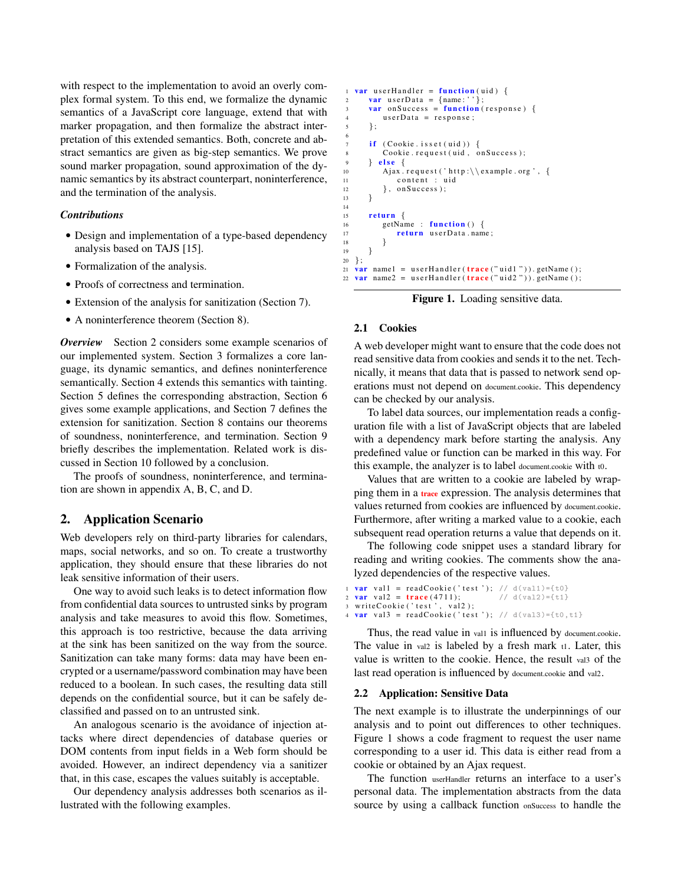with respect to the implementation to avoid an overly complex formal system. To this end, we formalize the dynamic semantics of a JavaScript core language, extend that with marker propagation, and then formalize the abstract interpretation of this extended semantics. Both, concrete and abstract semantics are given as big-step semantics. We prove sound marker propagation, sound approximation of the dynamic semantics by its abstract counterpart, noninterference, and the termination of the analysis.

### *Contributions*

- Design and implementation of a type-based dependency analysis based on TAJS [15].
- Formalization of the analysis.
- Proofs of correctness and termination.
- Extension of the analysis for sanitization (Section 7).
- A noninterference theorem (Section 8).

***Overview*** Section 2 considers some example scenarios of our implemented system. Section 3 formalizes a core language, its dynamic semantics, and defines noninterference semantically. Section 4 extends this semantics with tainting. Section 5 defines the corresponding abstraction, Section 6 gives some example applications, and Section 7 defines the extension for sanitization. Section 8 contains our theorems of soundness, noninterference, and termination. Section 9 briefly describes the implementation. Related work is discussed in Section 10 followed by a conclusion.

The proofs of soundness, noninterference, and termination are shown in appendix A, B, C, and D.

## 2. Application Scenario

Web developers rely on third-party libraries for calendars, maps, social networks, and so on. To create a trustworthy application, they should ensure that these libraries do not leak sensitive information of their users.

One way to avoid such leaks is to detect information flow from confidential data sources to untrusted sinks by program analysis and take measures to avoid this flow. Sometimes, this approach is too restrictive, because the data arriving at the sink has been sanitized on the way from the source. Sanitization can take many forms: data may have been encrypted or a username/password combination may have been reduced to a boolean. In such cases, the resulting data still depends on the confidential source, but it can be safely declassified and passed on to an untrusted sink.

An analogous scenario is the avoidance of injection attacks where direct dependencies of database queries or DOM contents from input fields in a Web form should be avoided. However, an indirect dependency via a sanitizer that, in this case, escapes the values suitably is acceptable.

Our dependency analysis addresses both scenarios as illustrated with the following examples.

```
1  var userHandler = function(uid) {
2      var userData = {name:''};
3      var onSuccess = function(response) {
4          userData = response;
5      };
6
7      if (Cookie.isset(uid)) {
8          Cookie.request(uid, onSuccess);
9      } else {
10         Ajax.request('http:\\example.org', {
11             content : uid
12         }, onSuccess);
13     }
14
15     return {
16         getName : function() {
17             return userData.name;
18         }
19     }
20 };
21 var name1 = userHandler(trace("uid1")).getName();
22 var name2 = userHandler(trace("uid2")).getName();
```

**Figure 1.** Loading sensitive data.

### 2.1 Cookies

A web developer might want to ensure that the code does not read sensitive data from cookies and sends it to the net. Technically, it means that data that is passed to network send operations must not depend on document.cookie. This dependency can be checked by our analysis.

To label data sources, our implementation reads a configuration file with a list of JavaScript objects that are labeled with a dependency mark before starting the analysis. Any predefined value or function can be marked in this way. For this example, the analyzer is to label document.cookie with t0.

Values that are written to a cookie are labeled by wrapping them in a trace expression. The analysis determines that values returned from cookies are influenced by document.cookie. Furthermore, after writing a marked value to a cookie, each subsequent read operation returns a value that depends on it.

The following code snippet uses a standard library for reading and writing cookies. The comments show the analyzed dependencies of the respective values.

```
1  var val1 = readCookie('test'); // d(val1)={t0}
2  var val2 = trace(4711);        // d(val2)={t1}
3  writeCookie('test', val2);
4  var val3 = readCookie('test'); // d(val3)={t0,t1}
```

Thus, the read value in val1 is influenced by document.cookie. The value in val2 is labeled by a fresh mark t1. Later, this value is written to the cookie. Hence, the result val3 of the last read operation is influenced by document.cookie and val2.

### 2.2 Application: Sensitive Data

The next example is to illustrate the underpinnings of our analysis and to point out differences to other techniques. Figure 1 shows a code fragment to request the user name corresponding to a user id. This data is either read from a cookie or obtained by an Ajax request.

The function userHandler returns an interface to a user's personal data. The implementation abstracts from the data source by using a callback function onSuccess to handle the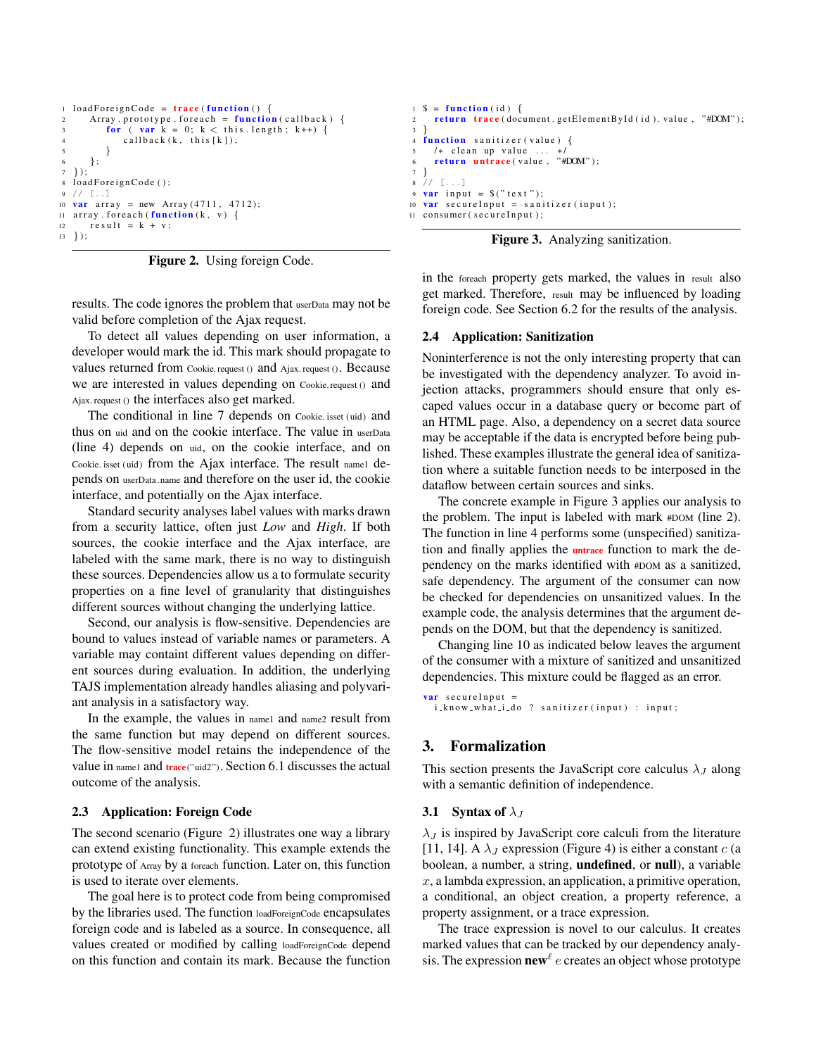```
1  loadForeignCode = trace(function() {
2      Array.prototype.foreach = function(callback) {
3          for ( var k = 0; k < this.length; k++) {
4              callback(k, this[k]);
5          }
6      };
7  });
8  loadForeignCode();
9  // [..]
10 var array = new Array(4711, 4712);
11 array.foreach(function(k, v) {
12     result = k + v;
13 });
```

**Figure 2.** Using foreign Code.

results. The code ignores the problem that userData may not be valid before completion of the Ajax request.

To detect all values depending on user information, a developer would mark the id. This mark should propagate to values returned from Cookie.request() and Ajax.request(). Because we are interested in values depending on Cookie.request() and Ajax.request() the interfaces also get marked.

The conditional in line 7 depends on Cookie.isset(uid) and thus on uid and on the cookie interface. The value in userData (line 4) depends on uid, on the cookie interface, and on Cookie.isset(uid) from the Ajax interface. The result name1 depends on userData.name and therefore on the user id, the cookie interface, and potentially on the Ajax interface.

Standard security analyses label values with marks drawn from a security lattice, often just *Low* and *High*. If both sources, the cookie interface and the Ajax interface, are labeled with the same mark, there is no way to distinguish these sources. Dependencies allow us a to formulate security properties on a fine level of granularity that distinguishes different sources without changing the underlying lattice.

Second, our analysis is flow-sensitive. Dependencies are bound to values instead of variable names or parameters. A variable may containt different values depending on different sources during evaluation. In addition, the underlying TAJS implementation already handles aliasing and polyvariant analysis in a satisfactory way.

In the example, the values in name1 and name2 result from the same function but may depend on different sources. The flow-sensitive model retains the independence of the value in name1 and trace("uid2"). Section 6.1 discusses the actual outcome of the analysis.

### 2.3 Application: Foreign Code

The second scenario (Figure 2) illustrates one way a library can extend existing functionality. This example extends the prototype of Array by a foreach function. Later on, this function is used to iterate over elements.

The goal here is to protect code from being compromised by the libraries used. The function loadForeignCode encapsulates foreign code and is labeled as a source. In consequence, all values created or modified by calling loadForeignCode depend on this function and contain its mark. Because the function in the foreach property gets marked, the values in result also get marked. Therefore, result may be influenced by loading foreign code. See Section 6.2 for the results of the analysis.

```
1  $ = function(id) {
2      return trace(document.getElementById(id).value, "#DOM");
3  }
4  function sanitizer(value) {
5      /* clean up value ... */
6      return untrace(value, "#DOM");
7  }
8  // [...]
9  var input = $("text");
10 var secureInput = sanitizer(input);
11 consumer(secureInput);
```

**Figure 3.** Analyzing sanitization.

### 2.4 Application: Sanitization

Noninterference is not the only interesting property that can be investigated with the dependency analyzer. To avoid injection attacks, programmers should ensure that only escaped values occur in a database query or become part of an HTML page. Also, a dependency on a secret data source may be acceptable if the data is encrypted before being published. These examples illustrate the general idea of sanitization where a suitable function needs to be interposed in the dataflow between certain sources and sinks.

The concrete example in Figure 3 applies our analysis to the problem. The input is labeled with mark #DOM (line 2). The function in line 4 performs some (unspecified) sanitization and finally applies the **untrace** function to mark the dependency on the marks identified with #DOM as a sanitized, safe dependency. The argument of the consumer can now be checked for dependencies on unsanitized values. In the example code, the analysis determines that the argument depends on the DOM, but that the dependency is sanitized.

Changing line 10 as indicated below leaves the argument of the consumer with a mixture of sanitized and unsanitized dependencies. This mixture could be flagged as an error.

```
var secureInput =
  i_know_what_i_do ? sanitizer(input) : input;
```

## 3. Formalization

This section presents the JavaScript core calculus $\lambda_J$ along with a semantic definition of independence.

### 3.1 Syntax of $\lambda_J$

$\lambda_J$ is inspired by JavaScript core calculi from the literature [11, 14]. A $\lambda_J$ expression (Figure 4) is either a constant $c$ (a boolean, a number, a string, **undefined**, or **null**), a variable $x$, a lambda expression, an application, a primitive operation, a conditional, an object creation, a property reference, a property assignment, or a trace expression.

The trace expression is novel to our calculus. It creates marked values that can be tracked by our dependency analysis. The expression **new**$^\ell$ $e$ creates an object whose prototype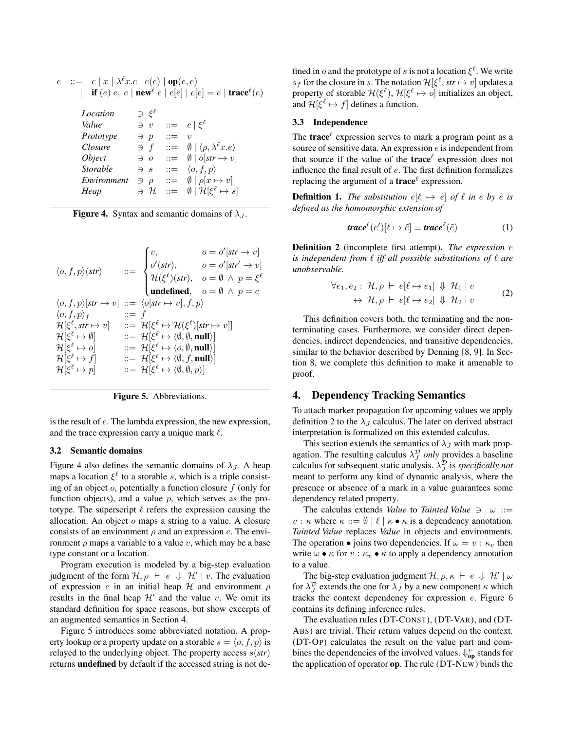$$
\begin{array}{rcl}
e & ::= & c \mid x \mid \lambda^\ell x.e \mid e(e) \mid \mathbf{op}(e, e) \\
 & \mid & \mathbf{if}\ (e)\ e,\ e \mid \mathbf{new}^\ell\ e \mid e[e] \mid e[e] = e \mid \mathbf{trace}^\ell(e)
\end{array}
$$

$$
\begin{array}{llll}
\textit{Location} & \ni \xi^\ell & & \\
\textit{Value} & \ni v & ::= & c \mid \xi^\ell \\
\textit{Prototype} & \ni p & ::= & v \\
\textit{Closure} & \ni f & ::= & \emptyset \mid \langle \rho, \lambda^\ell x.e \rangle \\
\textit{Object} & \ni o & ::= & \emptyset \mid o[str \mapsto v] \\
\textit{Storable} & \ni s & ::= & \langle o, f, p \rangle \\
\textit{Environment} & \ni \rho & ::= & \emptyset \mid \rho[x \mapsto v] \\
\textit{Heap} & \ni \mathcal{H} & ::= & \emptyset \mid \mathcal{H}[\xi^\ell \mapsto s]
\end{array}
$$

**Figure 4.** Syntax and semantic domains of $\lambda_J$.

$$
\begin{array}{lcl}
\langle o, f, p \rangle(str) & ::= & \begin{cases} v, & o = o'[str \to v] \\ o'(str), & o = o'[str' \to v] \\ \mathcal{H}(\xi^\ell)(str), & o = \emptyset \ \wedge \ p = \xi^\ell \\ \textbf{undefined}, & o = \emptyset \ \wedge \ p = c \end{cases} \\
\langle o, f, p \rangle[str \mapsto v] & ::= & \langle o[str \mapsto v], f, p \rangle \\
\langle o, f, p \rangle_f & ::= & f \\
\mathcal{H}[\xi^\ell, str \mapsto v] & ::= & \mathcal{H}[\xi^\ell \mapsto \mathcal{H}(\xi^\ell)[str \mapsto v]] \\
\mathcal{H}[\xi^\ell \mapsto \emptyset] & ::= & \mathcal{H}[\xi^\ell \mapsto \langle \emptyset, \emptyset, \mathbf{null} \rangle] \\
\mathcal{H}[\xi^\ell \mapsto o] & ::= & \mathcal{H}[\xi^\ell \mapsto \langle o, \emptyset, \mathbf{null} \rangle] \\
\mathcal{H}[\xi^\ell \mapsto f] & ::= & \mathcal{H}[\xi^\ell \mapsto \langle \emptyset, f, \mathbf{null} \rangle] \\
\mathcal{H}[\xi^\ell \mapsto p] & ::= & \mathcal{H}[\xi^\ell \mapsto \langle \emptyset, \emptyset, p \rangle]
\end{array}
$$

**Figure 5.** Abbreviations.

is the result of $e$. The lambda expression, the new expression, and the trace expression carry a unique mark $\ell$.

### 3.2 Semantic domains

Figure 4 also defines the semantic domains of $\lambda_J$. A heap maps a location $\xi^\ell$ to a storable $s$, which is a triple consisting of an object $o$, potentially a function closure $f$ (only for function objects), and a value $p$, which serves as the prototype. The superscript $\ell$ refers the expression causing the allocation. An object $o$ maps a string to a value. A closure consists of an environment $\rho$ and an expression $e$. The environment $\rho$ maps a variable to a value $v$, which may be a base type constant or a location.

Program execution is modeled by a big-step evaluation judgment of the form $\mathcal{H}, \rho \vdash e \Downarrow \mathcal{H}' \mid v$. The evaluation of expression $e$ in an initial heap $\mathcal{H}$ and environment $\rho$ results in the final heap $\mathcal{H}'$ and the value $v$. We omit its standard definition for space reasons, but show excerpts of an augmented semantics in Section 4.

Figure 5 introduces some abbreviated notation. A property lookup or a property update on a storable $s = \langle o, f, p \rangle$ is relayed to the underlying object. The property access $s(str)$ returns **undefined** by default if the accessed string is not defined in $o$ and the prototype of $s$ is not a location $\xi^\ell$. We write $s_f$ for the closure in $s$. The notation $\mathcal{H}[\xi^\ell, str \mapsto v]$ updates a property of storable $\mathcal{H}(\xi^\ell)$, $\mathcal{H}[\xi^\ell \mapsto o]$ initializes an object, and $\mathcal{H}[\xi^\ell \mapsto f]$ defines a function.

### 3.3 Independence

The $\mathbf{trace}^\ell$ expression serves to mark a program point as a source of sensitive data. An expression $e$ is independent from that source if the value of the $\mathbf{trace}^\ell$ expression does not influence the final result of $e$. The first definition formalizes replacing the argument of a $\mathbf{trace}^\ell$ expression.

**Definition 1.** *The substitution $e[\ell \mapsto \tilde{e}]$ of $\ell$ in $e$ by $\tilde{e}$ is defined as the homomorphic extension of*

$$
\textbf{\textit{trace}}^\ell(e')[\ell \mapsto \tilde{e}] \equiv \textbf{\textit{trace}}^\ell(\tilde{e}) \tag{1}
$$

**Definition 2** (incomplete first attempt). *The expression $e$ is independent from $\ell$ iff all possible substitutions of $\ell$ are unobservable.*

$$
\begin{aligned}
\forall e_1, e_2 :\ & \mathcal{H}, \rho \vdash e[\ell \mapsto e_1] \Downarrow \mathcal{H}_1 \mid v \\
\leftrightarrow\ & \mathcal{H}, \rho \vdash e[\ell \mapsto e_2] \Downarrow \mathcal{H}_2 \mid v
\end{aligned} \tag{2}
$$

This definition covers both, the terminating and the nonterminating cases. Furthermore, we consider direct dependencies, indirect dependencies, and transitive dependencies, similar to the behavior described by Denning [8, 9]. In Section 8, we complete this definition to make it amenable to proof.

## 4. Dependency Tracking Semantics

To attach marker propagation for upcoming values we apply definition 2 to the $\lambda_J$ calculus. The later on derived abstract interpretation is formalized on this extended calculus.

This section extends the semantics of $\lambda_J$ with mark propagation. The resulting calculus $\lambda_J^{\mathcal{D}}$ *only* provides a baseline calculus for subsequent static analysis. $\lambda_J^{\mathcal{D}}$ is *specifically not* meant to perform any kind of dynamic analysis, where the presence or absence of a mark in a value guarantees some dependency related property.

The calculus extends *Value* to *Tainted Value* $\ni \ \omega ::= v : \kappa$ where $\kappa ::= \emptyset \mid \ell \mid \kappa \bullet \kappa$ is a dependency annotation. *Tainted Value* replaces *Value* in objects and environments. The operation $\bullet$ joins two dependencies. If $\omega = v : \kappa_v$ then write $\omega \bullet \kappa$ for $v : \kappa_v \bullet \kappa$ to apply a dependency annotation to a value.

The big-step evaluation judgment $\mathcal{H}, \rho, \kappa \vdash e \Downarrow \mathcal{H}' \mid \omega$ for $\lambda_J^{\mathcal{D}}$ extends the one for $\lambda_J$ by a new component $\kappa$ which tracks the context dependency for expression $e$. Figure 6 contains its defining inference rules.

The evaluation rules (DT-CONST), (DT-VAR), and (DT-ABS) are trivial. Their return values depend on the context. (DT-OP) calculates the result on the value part and combines the dependencies of the involved values. $\Downarrow^v_{\mathbf{op}}$ stands for the application of operator **op**. The rule (DT-NEW) binds the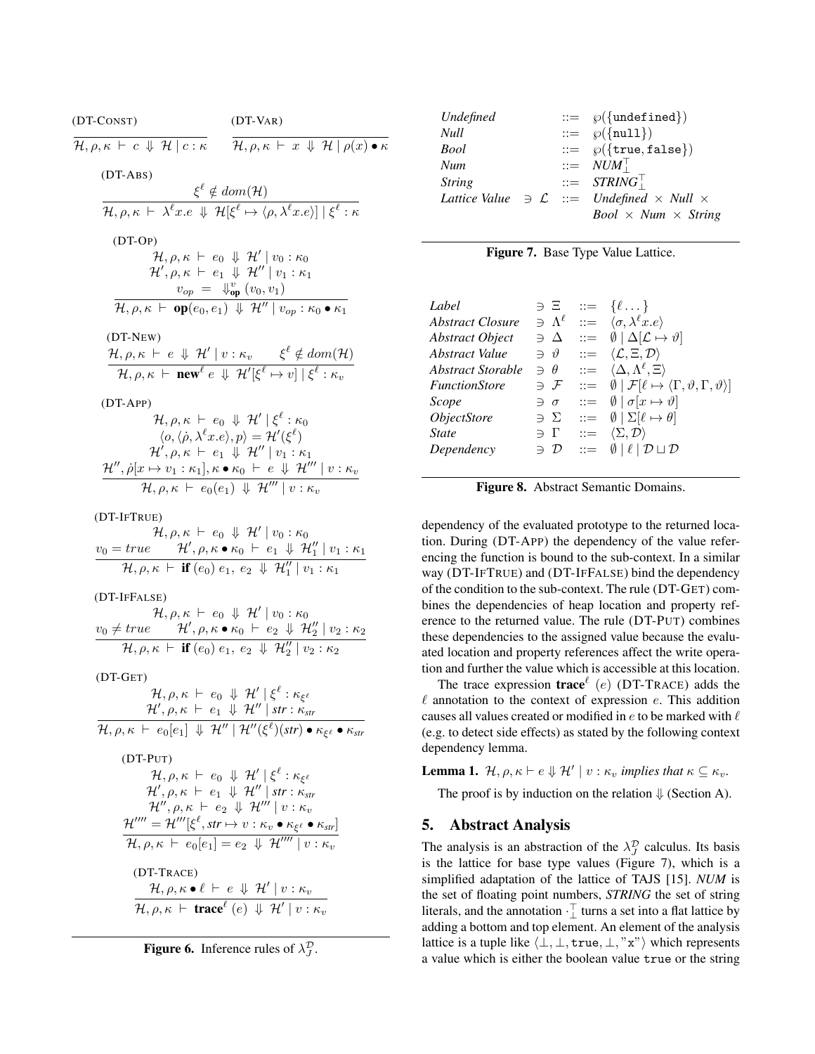(DT-CONST)

$$\frac{}{\mathcal{H}, \rho, \kappa \vdash c \Downarrow \mathcal{H} \mid c : \kappa}$$

(DT-VAR)

$$\frac{}{\mathcal{H}, \rho, \kappa \vdash x \Downarrow \mathcal{H} \mid \rho(x) \bullet \kappa}$$

(DT-ABS)

$$\frac{\xi^\ell \notin dom(\mathcal{H})}{\mathcal{H}, \rho, \kappa \vdash \lambda^\ell x.e \Downarrow \mathcal{H}[\xi^\ell \mapsto \langle \rho, \lambda^\ell x.e \rangle] \mid \xi^\ell : \kappa}$$

(DT-OP)

$$\frac{\begin{array}{c}\mathcal{H}, \rho, \kappa \vdash e_0 \Downarrow \mathcal{H}' \mid v_0 : \kappa_0 \\ \mathcal{H}', \rho, \kappa \vdash e_1 \Downarrow \mathcal{H}'' \mid v_1 : \kappa_1 \\ v_{op} = \Downarrow^v_{\mathbf{op}} (v_0, v_1)\end{array}}{\mathcal{H}, \rho, \kappa \vdash \mathbf{op}(e_0, e_1) \Downarrow \mathcal{H}'' \mid v_{op} : \kappa_0 \bullet \kappa_1}$$

(DT-NEW)

$$\frac{\mathcal{H}, \rho, \kappa \vdash e \Downarrow \mathcal{H}' \mid v : \kappa_v \qquad \xi^\ell \notin dom(\mathcal{H})}{\mathcal{H}, \rho, \kappa \vdash \mathbf{new}^\ell\, e \Downarrow \mathcal{H}'[\xi^\ell \mapsto v] \mid \xi^\ell : \kappa_v}$$

(DT-APP)

$$\frac{\begin{array}{c}\mathcal{H}, \rho, \kappa \vdash e_0 \Downarrow \mathcal{H}' \mid \xi^\ell : \kappa_0 \\ \langle o, \langle \dot{\rho}, \lambda^\ell x.e \rangle, p \rangle = \mathcal{H}'(\xi^\ell) \\ \mathcal{H}', \rho, \kappa \vdash e_1 \Downarrow \mathcal{H}'' \mid v_1 : \kappa_1 \\ \mathcal{H}'', \dot{\rho}[x \mapsto v_1 : \kappa_1], \kappa \bullet \kappa_0 \vdash e \Downarrow \mathcal{H}''' \mid v : \kappa_v\end{array}}{\mathcal{H}, \rho, \kappa \vdash e_0(e_1) \Downarrow \mathcal{H}''' \mid v : \kappa_v}$$

(DT-IFTRUE)

$$\frac{\begin{array}{c}\mathcal{H}, \rho, \kappa \vdash e_0 \Downarrow \mathcal{H}' \mid v_0 : \kappa_0 \\ v_0 = true \qquad \mathcal{H}', \rho, \kappa \bullet \kappa_0 \vdash e_1 \Downarrow \mathcal{H}_1'' \mid v_1 : \kappa_1\end{array}}{\mathcal{H}, \rho, \kappa \vdash \mathbf{if}\,(e_0)\, e_1,\, e_2 \Downarrow \mathcal{H}_1'' \mid v_1 : \kappa_1}$$

(DT-IFFALSE)

$$\frac{\begin{array}{c}\mathcal{H}, \rho, \kappa \vdash e_0 \Downarrow \mathcal{H}' \mid v_0 : \kappa_0 \\ v_0 \neq true \qquad \mathcal{H}', \rho, \kappa \bullet \kappa_0 \vdash e_2 \Downarrow \mathcal{H}_2'' \mid v_2 : \kappa_2\end{array}}{\mathcal{H}, \rho, \kappa \vdash \mathbf{if}\,(e_0)\, e_1,\, e_2 \Downarrow \mathcal{H}_2'' \mid v_2 : \kappa_2}$$

(DT-GET)

$$\frac{\begin{array}{c}\mathcal{H}, \rho, \kappa \vdash e_0 \Downarrow \mathcal{H}' \mid \xi^\ell : \kappa_{\xi^\ell} \\ \mathcal{H}', \rho, \kappa \vdash e_1 \Downarrow \mathcal{H}'' \mid str : \kappa_{str}\end{array}}{\mathcal{H}, \rho, \kappa \vdash e_0[e_1] \Downarrow \mathcal{H}'' \mid \mathcal{H}''(\xi^\ell)(str) \bullet \kappa_{\xi^\ell} \bullet \kappa_{str}}$$

(DT-PUT)

$$\frac{\begin{array}{c}\mathcal{H}, \rho, \kappa \vdash e_0 \Downarrow \mathcal{H}' \mid \xi^\ell : \kappa_{\xi^\ell} \\ \mathcal{H}', \rho, \kappa \vdash e_1 \Downarrow \mathcal{H}'' \mid str : \kappa_{str} \\ \mathcal{H}'', \rho, \kappa \vdash e_2 \Downarrow \mathcal{H}''' \mid v : \kappa_v \\ \mathcal{H}'''' = \mathcal{H}'''[\xi^\ell, str \mapsto v : \kappa_v \bullet \kappa_{\xi^\ell} \bullet \kappa_{str}]\end{array}}{\mathcal{H}, \rho, \kappa \vdash e_0[e_1] = e_2 \Downarrow \mathcal{H}'''' \mid v : \kappa_v}$$

(DT-TRACE)

$$\frac{\mathcal{H}, \rho, \kappa \bullet \ell \vdash e \Downarrow \mathcal{H}' \mid v : \kappa_v}{\mathcal{H}, \rho, \kappa \vdash \mathbf{trace}^\ell\,(e) \Downarrow \mathcal{H}' \mid v : \kappa_v}$$

**Figure 6.** Inference rules of $\lambda_J^{\mathcal{D}}$.

| | | | |
|---|---|---|---|
| *Undefined* | | $::=$ | $\wp(\{\texttt{undefined}\})$ |
| *Null* | | $::=$ | $\wp(\{\texttt{null}\})$ |
| *Bool* | | $::=$ | $\wp(\{\texttt{true}, \texttt{false}\})$ |
| *Num* | | $::=$ | $NUM_\bot^\top$ |
| *String* | | $::=$ | $STRING_\bot^\top$ |
| *Lattice Value* | $\ni \mathcal{L}$ | $::=$ | *Undefined* $\times$ *Null* $\times$ *Bool* $\times$ *Num* $\times$ *String* |

**Figure 7.** Base Type Value Lattice.

| | | | |
|---|---|---|---|
| *Label* | $\ni \Xi$ | $::=$ | $\{\ell \ldots\}$ |
| *Abstract Closure* | $\ni \Lambda^\ell$ | $::=$ | $\langle \sigma, \lambda^\ell x.e \rangle$ |
| *Abstract Object* | $\ni \Delta$ | $::=$ | $\emptyset \mid \Delta[\mathcal{L} \mapsto \vartheta]$ |
| *Abstract Value* | $\ni \vartheta$ | $::=$ | $\langle \mathcal{L}, \Xi, \mathcal{D} \rangle$ |
| *Abstract Storable* | $\ni \theta$ | $::=$ | $\langle \Delta, \Lambda^\ell, \Xi \rangle$ |
| *FunctionStore* | $\ni \mathcal{F}$ | $::=$ | $\emptyset \mid \mathcal{F}[\ell \mapsto \langle \Gamma, \vartheta, \Gamma, \vartheta \rangle]$ |
| *Scope* | $\ni \sigma$ | $::=$ | $\emptyset \mid \sigma[x \mapsto \vartheta]$ |
| *ObjectStore* | $\ni \Sigma$ | $::=$ | $\emptyset \mid \Sigma[\ell \mapsto \theta]$ |
| *State* | $\ni \Gamma$ | $::=$ | $\langle \Sigma, \mathcal{D} \rangle$ |
| *Dependency* | $\ni \mathcal{D}$ | $::=$ | $\emptyset \mid \ell \mid \mathcal{D} \sqcup \mathcal{D}$ |

**Figure 8.** Abstract Semantic Domains.

dependency of the evaluated prototype to the returned location. During (DT-APP) the dependency of the value referencing the function is bound to the sub-context. In a similar way (DT-IFTRUE) and (DT-IFFALSE) bind the dependency of the condition to the sub-context. The rule (DT-GET) combines the dependencies of heap location and property reference to the returned value. The rule (DT-PUT) combines these dependencies to the assigned value because the evaluated location and property references affect the write operation and further the value which is accessible at this location.

The trace expression $\mathbf{trace}^\ell\,(e)$ (DT-TRACE) adds the $\ell$ annotation to the context of expression $e$. This addition causes all values created or modified in $e$ to be marked with $\ell$ (e.g. to detect side effects) as stated by the following context dependency lemma.

**Lemma 1.** *$\mathcal{H}, \rho, \kappa \vdash e \Downarrow \mathcal{H}' \mid v : \kappa_v$ implies that $\kappa \subseteq \kappa_v$.*

The proof is by induction on the relation $\Downarrow$ (Section A).

## 5. Abstract Analysis

The analysis is an abstraction of the $\lambda_J^{\mathcal{D}}$ calculus. Its basis is the lattice for base type values (Figure 7), which is a simplified adaptation of the lattice of TAJS [15]. *NUM* is the set of floating point numbers, *STRING* the set of string literals, and the annotation $\cdot_\bot^\top$ turns a set into a flat lattice by adding a bottom and top element. An element of the analysis lattice is a tuple like $\langle \bot, \bot, \texttt{true}, \bot, \texttt{"x"} \rangle$ which represents a value which is either the boolean value `true` or the string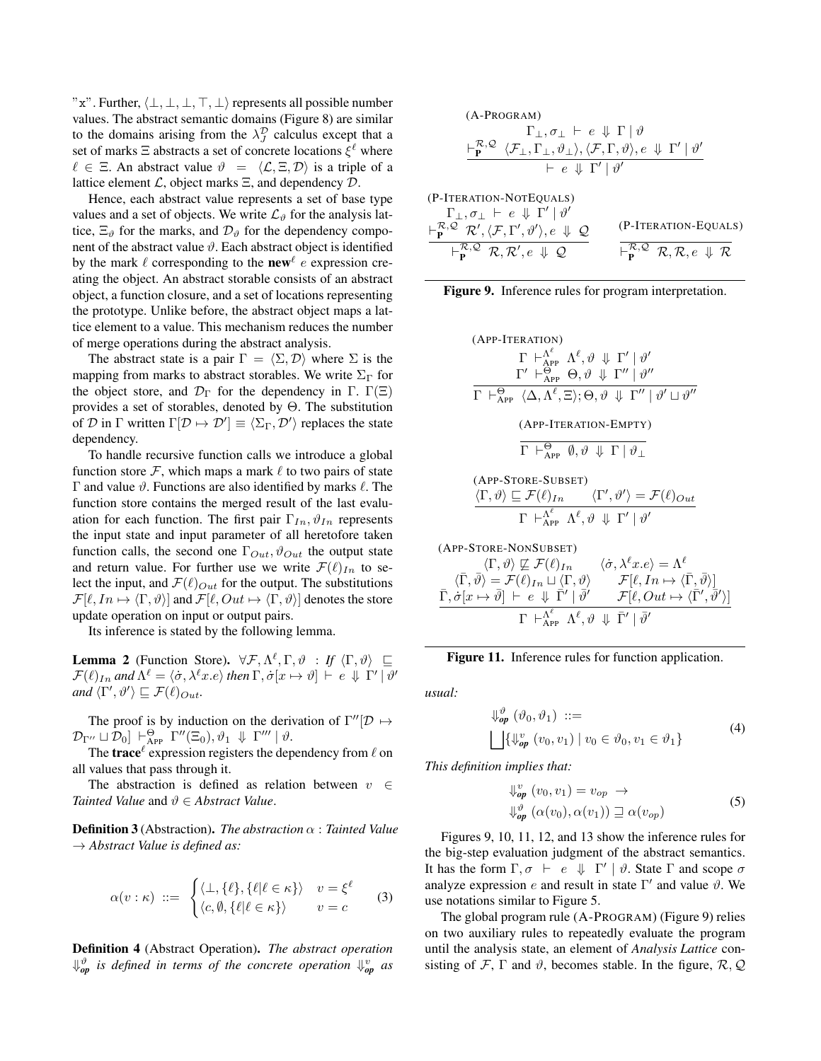"x". Further, $\langle \bot, \bot, \bot, \top, \bot \rangle$ represents all possible number values. The abstract semantic domains (Figure 8) are similar to the domains arising from the $\lambda_J^{\mathcal{D}}$ calculus except that a set of marks $\Xi$ abstracts a set of concrete locations $\xi^\ell$ where $\ell \in \Xi$. An abstract value $\vartheta = \langle \mathcal{L}, \Xi, \mathcal{D} \rangle$ is a triple of a lattice element $\mathcal{L}$, object marks $\Xi$, and dependency $\mathcal{D}$.

Hence, each abstract value represents a set of base type values and a set of objects. We write $\mathcal{L}_\vartheta$ for the analysis lattice, $\Xi_\vartheta$ for the marks, and $\mathcal{D}_\vartheta$ for the dependency component of the abstract value $\vartheta$. Each abstract object is identified by the mark $\ell$ corresponding to the $\mathbf{new}^\ell\ e$ expression creating the object. An abstract storable consists of an abstract object, a function closure, and a set of locations representing the prototype. Unlike before, the abstract object maps a lattice element to a value. This mechanism reduces the number of merge operations during the abstract analysis.

The abstract state is a pair $\Gamma = \langle \Sigma, \mathcal{D} \rangle$ where $\Sigma$ is the mapping from marks to abstract storables. We write $\Sigma_\Gamma$ for the object store, and $\mathcal{D}_\Gamma$ for the dependency in $\Gamma$. $\Gamma(\Xi)$ provides a set of storables, denoted by $\Theta$. The substitution of $\mathcal{D}$ in $\Gamma$ written $\Gamma[\mathcal{D} \mapsto \mathcal{D}'] \equiv \langle \Sigma_\Gamma, \mathcal{D}' \rangle$ replaces the state dependency.

To handle recursive function calls we introduce a global function store $\mathcal{F}$, which maps a mark $\ell$ to two pairs of state $\Gamma$ and value $\vartheta$. Functions are also identified by marks $\ell$. The function store contains the merged result of the last evaluation for each function. The first pair $\Gamma_{In}, \vartheta_{In}$ represents the input state and input parameter of all heretofore taken function calls, the second one $\Gamma_{Out}, \vartheta_{Out}$ the output state and return value. For further use we write $\mathcal{F}(\ell)_{In}$ to select the input, and $\mathcal{F}(\ell)_{Out}$ for the output. The substitutions $\mathcal{F}[\ell, In \mapsto \langle \Gamma, \vartheta \rangle]$ and $\mathcal{F}[\ell, Out \mapsto \langle \Gamma, \vartheta \rangle]$ denotes the store update operation on input or output pairs.

Its inference is stated by the following lemma.

**Lemma 2** (Function Store). *$\forall \mathcal{F}, \Lambda^\ell, \Gamma, \vartheta$ : If $\langle \Gamma, \vartheta \rangle \sqsubseteq \mathcal{F}(\ell)_{In}$ and $\Lambda^\ell = \langle \dot{\sigma}, \lambda^\ell x.e \rangle$ then $\Gamma, \dot{\sigma}[x \mapsto \vartheta] \vdash e \Downarrow \Gamma' \mid \vartheta'$ and $\langle \Gamma', \vartheta' \rangle \sqsubseteq \mathcal{F}(\ell)_{Out}$.*

The proof is by induction on the derivation of $\Gamma''[\mathcal{D} \mapsto \mathcal{D}_{\Gamma''} \sqcup \mathcal{D}_0] \vdash^{\Theta}_{\text{APP}} \Gamma''(\Xi_0), \vartheta_1 \Downarrow \Gamma''' \mid \vartheta$.

The $\mathbf{trace}^\ell$ expression registers the dependency from $\ell$ on all values that pass through it.

The abstraction is defined as relation between $v \in$ *Tainted Value* and $\vartheta \in$ *Abstract Value*.

**Definition 3** (Abstraction). *The abstraction $\alpha$ : Tainted Value $\rightarrow$ Abstract Value is defined as:*

$$\alpha(v : \kappa) ::= \begin{cases} \langle \bot, \{\ell\}, \{\ell | \ell \in \kappa\} \rangle & v = \xi^\ell \\ \langle c, \emptyset, \{\ell | \ell \in \kappa\} \rangle & v = c \end{cases} \tag{3}$$

**Definition 4** (Abstract Operation). *The abstract operation $\Downarrow^\vartheta_{\boldsymbol{op}}$ is defined in terms of the concrete operation $\Downarrow^v_{\boldsymbol{op}}$ as usual:*

$$\Downarrow^\vartheta_{\boldsymbol{op}} (\vartheta_0, \vartheta_1) ::= \bigsqcup \{\Downarrow^v_{\boldsymbol{op}} (v_0, v_1) \mid v_0 \in \vartheta_0, v_1 \in \vartheta_1\} \tag{4}$$

*This definition implies that:*

$$\Downarrow^v_{\boldsymbol{op}} (v_0, v_1) = v_{op} \rightarrow \Downarrow^\vartheta_{\boldsymbol{op}} (\alpha(v_0), \alpha(v_1)) \sqsupseteq \alpha(v_{op}) \tag{5}$$

Figures 9, 10, 11, 12, and 13 show the inference rules for the big-step evaluation judgment of the abstract semantics. It has the form $\Gamma, \sigma \vdash e \Downarrow \Gamma' \mid \vartheta$. State $\Gamma$ and scope $\sigma$ analyze expression $e$ and result in state $\Gamma'$ and value $\vartheta$. We use notations similar to Figure 5.

The global program rule (A-PROGRAM) (Figure 9) relies on two auxiliary rules to repeatedly evaluate the program until the analysis state, an element of *Analysis Lattice* consisting of $\mathcal{F}$, $\Gamma$ and $\vartheta$, becomes stable. In the figure, $\mathcal{R}, \mathcal{Q}$

(A-PROGRAM)
$$\frac{\Gamma_\bot, \sigma_\bot \vdash e \Downarrow \Gamma \mid \vartheta \qquad \vdash^{\mathcal{R},\mathcal{Q}}_{\mathbf{P}} \langle \mathcal{F}_\bot, \Gamma_\bot, \vartheta_\bot \rangle, \langle \mathcal{F}, \Gamma, \vartheta \rangle, e \Downarrow \Gamma' \mid \vartheta'}{\vdash e \Downarrow \Gamma' \mid \vartheta'}$$

(P-ITERATION-NOTEQUALS)
$$\frac{\Gamma_\bot, \sigma_\bot \vdash e \Downarrow \Gamma' \mid \vartheta' \qquad \vdash^{\mathcal{R},\mathcal{Q}}_{\mathbf{P}} \mathcal{R}', \langle \mathcal{F}, \Gamma', \vartheta' \rangle, e \Downarrow \mathcal{Q}}{\vdash^{\mathcal{R},\mathcal{Q}}_{\mathbf{P}} \mathcal{R}, \mathcal{R}', e \Downarrow \mathcal{Q}}$$

(P-ITERATION-EQUALS)
$$\frac{}{\vdash^{\mathcal{R},\mathcal{Q}}_{\mathbf{P}} \mathcal{R}, \mathcal{R}, e \Downarrow \mathcal{R}}$$

**Figure 9.** Inference rules for program interpretation.

(APP-ITERATION)
$$\frac{\Gamma \vdash^{\Lambda^\ell}_{\text{APP}} \Lambda^\ell, \vartheta \Downarrow \Gamma' \mid \vartheta' \qquad \Gamma' \vdash^{\Theta}_{\text{APP}} \Theta, \vartheta \Downarrow \Gamma'' \mid \vartheta''}{\Gamma \vdash^{\Theta}_{\text{APP}} \langle \Delta, \Lambda^\ell, \Xi \rangle; \Theta, \vartheta \Downarrow \Gamma'' \mid \vartheta' \sqcup \vartheta''}$$

(APP-ITERATION-EMPTY)
$$\frac{}{\Gamma \vdash^{\Theta}_{\text{APP}} \emptyset, \vartheta \Downarrow \Gamma \mid \vartheta_\bot}$$

(APP-STORE-SUBSET)
$$\frac{\langle \Gamma, \vartheta \rangle \sqsubseteq \mathcal{F}(\ell)_{In} \qquad \langle \Gamma', \vartheta' \rangle = \mathcal{F}(\ell)_{Out}}{\Gamma \vdash^{\Lambda^\ell}_{\text{APP}} \Lambda^\ell, \vartheta \Downarrow \Gamma' \mid \vartheta'}$$

(APP-STORE-NONSUBSET)
$$\frac{\begin{array}{cc} \langle \Gamma, \vartheta \rangle \not\sqsubseteq \mathcal{F}(\ell)_{In} & \langle \dot{\sigma}, \lambda^\ell x.e \rangle = \Lambda^\ell \\ \langle \bar{\Gamma}, \bar{\vartheta} \rangle = \mathcal{F}(\ell)_{In} \sqcup \langle \Gamma, \vartheta \rangle & \mathcal{F}[\ell, In \mapsto \langle \bar{\Gamma}, \bar{\vartheta} \rangle] \\ \bar{\Gamma}, \dot{\sigma}[x \mapsto \bar{\vartheta}] \vdash e \Downarrow \bar{\Gamma}' \mid \bar{\vartheta}' & \mathcal{F}[\ell, Out \mapsto \langle \bar{\Gamma}', \bar{\vartheta}' \rangle] \end{array}}{\Gamma \vdash^{\Lambda^\ell}_{\text{APP}} \Lambda^\ell, \vartheta \Downarrow \bar{\Gamma}' \mid \bar{\vartheta}'}$$

**Figure 11.** Inference rules for function application.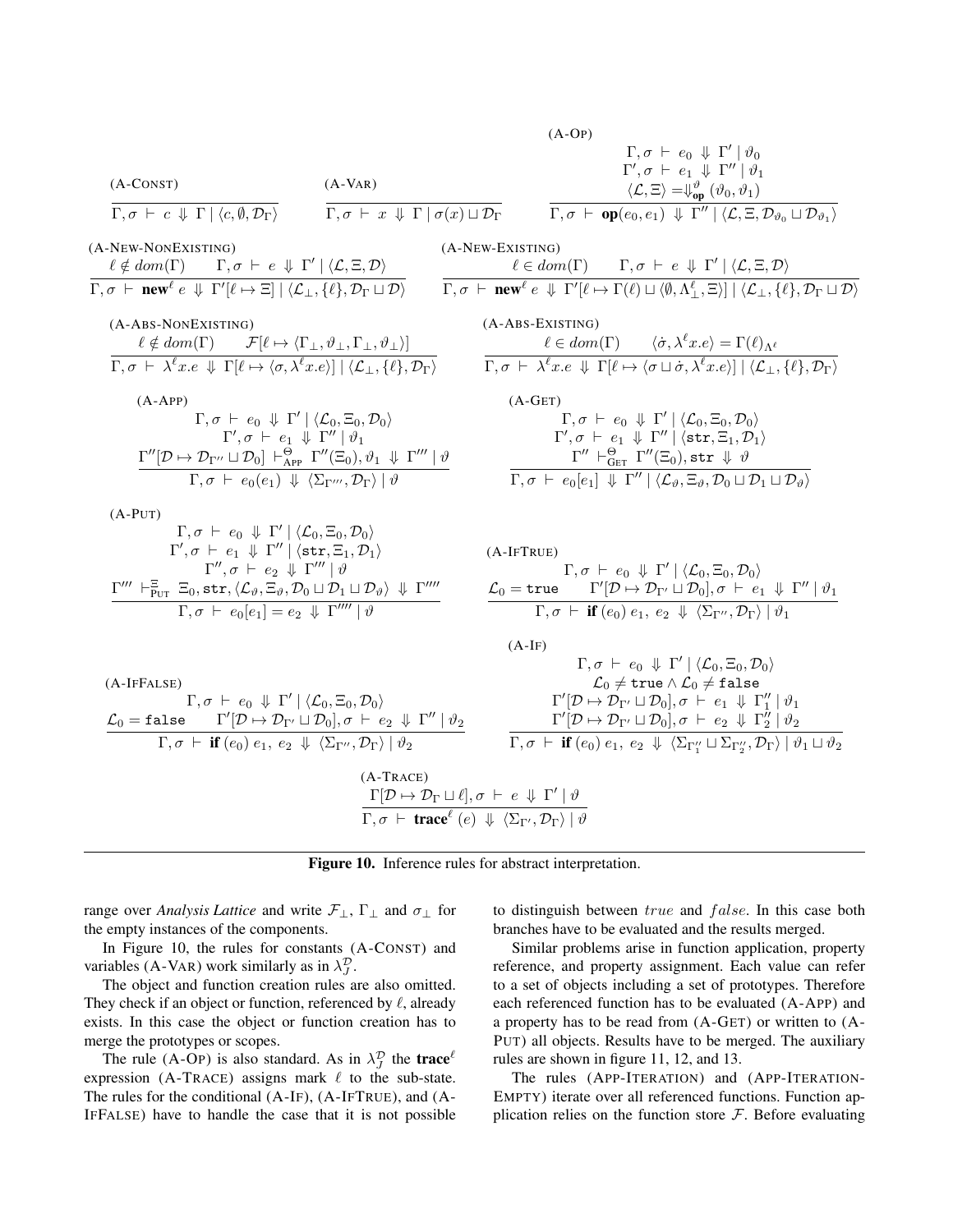(A-CONST)

$$\frac{}{\Gamma, \sigma \vdash c \Downarrow \Gamma \mid \langle c, \emptyset, \mathcal{D}_\Gamma \rangle}$$

(A-VAR)

$$\frac{}{\Gamma, \sigma \vdash x \Downarrow \Gamma \mid \sigma(x) \sqcup \mathcal{D}_\Gamma}$$

(A-OP)

$$\frac{\Gamma, \sigma \vdash e_0 \Downarrow \Gamma' \mid \vartheta_0 \qquad \Gamma', \sigma \vdash e_1 \Downarrow \Gamma'' \mid \vartheta_1 \qquad \langle \mathcal{L}, \Xi \rangle = \Downarrow^{\vartheta}_{\mathbf{op}} (\vartheta_0, \vartheta_1)}{\Gamma, \sigma \vdash \mathbf{op}(e_0, e_1) \Downarrow \Gamma'' \mid \langle \mathcal{L}, \Xi, \mathcal{D}_{\vartheta_0} \sqcup \mathcal{D}_{\vartheta_1} \rangle}$$

(A-NEW-NONEXISTING)

$$\frac{\ell \notin dom(\Gamma) \qquad \Gamma, \sigma \vdash e \Downarrow \Gamma' \mid \langle \mathcal{L}, \Xi, \mathcal{D} \rangle}{\Gamma, \sigma \vdash \mathbf{new}^\ell\ e \Downarrow \Gamma'[\ell \mapsto \Xi] \mid \langle \mathcal{L}_\bot, \{\ell\}, \mathcal{D}_\Gamma \sqcup \mathcal{D} \rangle}$$

(A-NEW-EXISTING)

$$\frac{\ell \in dom(\Gamma) \qquad \Gamma, \sigma \vdash e \Downarrow \Gamma' \mid \langle \mathcal{L}, \Xi, \mathcal{D} \rangle}{\Gamma, \sigma \vdash \mathbf{new}^\ell\ e \Downarrow \Gamma'[\ell \mapsto \Gamma(\ell) \sqcup \langle \emptyset, \Lambda^\ell_\bot, \Xi \rangle] \mid \langle \mathcal{L}_\bot, \{\ell\}, \mathcal{D}_\Gamma \sqcup \mathcal{D} \rangle}$$

(A-ABS-NONEXISTING)

$$\frac{\ell \notin dom(\Gamma) \qquad \mathcal{F}[\ell \mapsto \langle \Gamma_\bot, \vartheta_\bot, \Gamma_\bot, \vartheta_\bot \rangle]}{\Gamma, \sigma \vdash \lambda^\ell x.e \Downarrow \Gamma[\ell \mapsto \langle \sigma, \lambda^\ell x.e \rangle] \mid \langle \mathcal{L}_\bot, \{\ell\}, \mathcal{D}_\Gamma \rangle}$$

(A-ABS-EXISTING)

$$\frac{\ell \in dom(\Gamma) \qquad \langle \dot\sigma, \lambda^\ell x.e \rangle = \Gamma(\ell)_{\Lambda^\ell}}{\Gamma, \sigma \vdash \lambda^\ell x.e \Downarrow \Gamma[\ell \mapsto \langle \sigma \sqcup \dot\sigma, \lambda^\ell x.e \rangle] \mid \langle \mathcal{L}_\bot, \{\ell\}, \mathcal{D}_\Gamma \rangle}$$

(A-APP)

$$\frac{\Gamma, \sigma \vdash e_0 \Downarrow \Gamma' \mid \langle \mathcal{L}_0, \Xi_0, \mathcal{D}_0 \rangle \qquad \Gamma', \sigma \vdash e_1 \Downarrow \Gamma'' \mid \vartheta_1 \qquad \Gamma''[\mathcal{D} \mapsto \mathcal{D}_{\Gamma''} \sqcup \mathcal{D}_0] \vdash^{\Theta}_{\text{APP}} \Gamma''(\Xi_0), \vartheta_1 \Downarrow \Gamma''' \mid \vartheta}{\Gamma, \sigma \vdash e_0(e_1) \Downarrow \langle \Sigma_{\Gamma'''}, \mathcal{D}_\Gamma \rangle \mid \vartheta}$$

(A-GET)

$$\frac{\Gamma, \sigma \vdash e_0 \Downarrow \Gamma' \mid \langle \mathcal{L}_0, \Xi_0, \mathcal{D}_0 \rangle \qquad \Gamma', \sigma \vdash e_1 \Downarrow \Gamma'' \mid \langle \mathtt{str}, \Xi_1, \mathcal{D}_1 \rangle \qquad \Gamma'' \vdash^{\Theta}_{\text{GET}} \Gamma''(\Xi_0), \mathtt{str} \Downarrow \vartheta}{\Gamma, \sigma \vdash e_0[e_1] \Downarrow \Gamma'' \mid \langle \mathcal{L}_\vartheta, \Xi_\vartheta, \mathcal{D}_0 \sqcup \mathcal{D}_1 \sqcup \mathcal{D}_\vartheta \rangle}$$

(A-PUT)

$$\frac{\Gamma, \sigma \vdash e_0 \Downarrow \Gamma' \mid \langle \mathcal{L}_0, \Xi_0, \mathcal{D}_0 \rangle \qquad \Gamma', \sigma \vdash e_1 \Downarrow \Gamma'' \mid \langle \mathtt{str}, \Xi_1, \mathcal{D}_1 \rangle \qquad \Gamma'', \sigma \vdash e_2 \Downarrow \Gamma''' \mid \vartheta \qquad \Gamma''' \vdash^{\Xi}_{\text{PUT}} \Xi_0, \mathtt{str}, \langle \mathcal{L}_\vartheta, \Xi_\vartheta, \mathcal{D}_0 \sqcup \mathcal{D}_1 \sqcup \mathcal{D}_\vartheta \rangle \Downarrow \Gamma''''}{\Gamma, \sigma \vdash e_0[e_1] = e_2 \Downarrow \Gamma'''' \mid \vartheta}$$

(A-IFTRUE)

$$\frac{\Gamma, \sigma \vdash e_0 \Downarrow \Gamma' \mid \langle \mathcal{L}_0, \Xi_0, \mathcal{D}_0 \rangle \qquad \mathcal{L}_0 = \mathtt{true} \qquad \Gamma'[\mathcal{D} \mapsto \mathcal{D}_{\Gamma'} \sqcup \mathcal{D}_0], \sigma \vdash e_1 \Downarrow \Gamma'' \mid \vartheta_1}{\Gamma, \sigma \vdash \mathbf{if}\ (e_0)\ e_1,\ e_2 \Downarrow \langle \Sigma_{\Gamma''}, \mathcal{D}_\Gamma \rangle \mid \vartheta_1}$$

(A-IFFALSE)

$$\frac{\Gamma, \sigma \vdash e_0 \Downarrow \Gamma' \mid \langle \mathcal{L}_0, \Xi_0, \mathcal{D}_0 \rangle \qquad \mathcal{L}_0 = \mathtt{false} \qquad \Gamma'[\mathcal{D} \mapsto \mathcal{D}_{\Gamma'} \sqcup \mathcal{D}_0], \sigma \vdash e_2 \Downarrow \Gamma'' \mid \vartheta_2}{\Gamma, \sigma \vdash \mathbf{if}\ (e_0)\ e_1,\ e_2 \Downarrow \langle \Sigma_{\Gamma''}, \mathcal{D}_\Gamma \rangle \mid \vartheta_2}$$

(A-IF)

$$\frac{\Gamma, \sigma \vdash e_0 \Downarrow \Gamma' \mid \langle \mathcal{L}_0, \Xi_0, \mathcal{D}_0 \rangle \qquad \mathcal{L}_0 \neq \mathtt{true} \wedge \mathcal{L}_0 \neq \mathtt{false} \qquad \Gamma'[\mathcal{D} \mapsto \mathcal{D}_{\Gamma'} \sqcup \mathcal{D}_0], \sigma \vdash e_1 \Downarrow \Gamma''_1 \mid \vartheta_1 \qquad \Gamma'[\mathcal{D} \mapsto \mathcal{D}_{\Gamma'} \sqcup \mathcal{D}_0], \sigma \vdash e_2 \Downarrow \Gamma''_2 \mid \vartheta_2}{\Gamma, \sigma \vdash \mathbf{if}\ (e_0)\ e_1,\ e_2 \Downarrow \langle \Sigma_{\Gamma''_1} \sqcup \Sigma_{\Gamma''_2}, \mathcal{D}_\Gamma \rangle \mid \vartheta_1 \sqcup \vartheta_2}$$

(A-TRACE)

$$\frac{\Gamma[\mathcal{D} \mapsto \mathcal{D}_\Gamma \sqcup \ell], \sigma \vdash e \Downarrow \Gamma' \mid \vartheta}{\Gamma, \sigma \vdash \mathbf{trace}^\ell\ (e) \Downarrow \langle \Sigma_{\Gamma'}, \mathcal{D}_\Gamma \rangle \mid \vartheta}$$

**Figure 10.** Inference rules for abstract interpretation.

range over *Analysis Lattice* and write $\mathcal{F}_\bot$, $\Gamma_\bot$ and $\sigma_\bot$ for the empty instances of the components.

In Figure 10, the rules for constants (A-CONST) and variables (A-VAR) work similarly as in $\lambda_J^{\mathcal{D}}$.

The object and function creation rules are also omitted. They check if an object or function, referenced by $\ell$, already exists. In this case the object or function creation has to merge the prototypes or scopes.

The rule (A-OP) is also standard. As in $\lambda_J^{\mathcal{D}}$ the **trace**$^\ell$ expression (A-TRACE) assigns mark $\ell$ to the sub-state. The rules for the conditional (A-IF), (A-IFTRUE), and (A-IFFALSE) have to handle the case that it is not possible to distinguish between $true$ and $false$. In this case both branches have to be evaluated and the results merged.

Similar problems arise in function application, property reference, and property assignment. Each value can refer to a set of objects including a set of prototypes. Therefore each referenced function has to be evaluated (A-APP) and a property has to be read from (A-GET) or written to (A-PUT) all objects. Results have to be merged. The auxiliary rules are shown in figure 11, 12, and 13.

The rules (APP-ITERATION) and (APP-ITERATION-EMPTY) iterate over all referenced functions. Function application relies on the function store $\mathcal{F}$. Before evaluating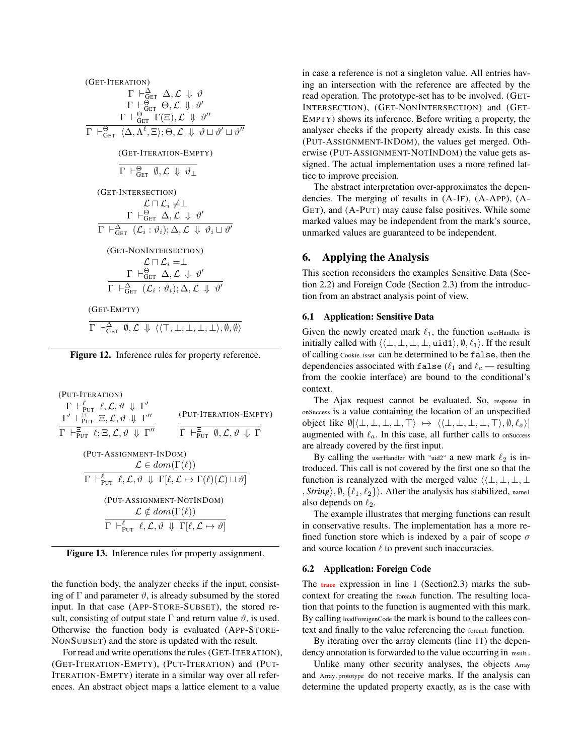(GET-ITERATION)

$$\frac{\Gamma \vdash^{\Delta}_{\text{GET}} \Delta, \mathcal{L} \Downarrow \vartheta \quad \Gamma \vdash^{\Theta}_{\text{GET}} \Theta, \mathcal{L} \Downarrow \vartheta' \quad \Gamma \vdash^{\Theta}_{\text{GET}} \Gamma(\Xi), \mathcal{L} \Downarrow \vartheta''}{\Gamma \vdash^{\Theta}_{\text{GET}} \langle \Delta, \Lambda^{\ell}, \Xi \rangle; \Theta, \mathcal{L} \Downarrow \vartheta \sqcup \vartheta' \sqcup \vartheta''}$$

(GET-ITERATION-EMPTY)

$$\frac{}{\Gamma \vdash^{\Theta}_{\text{GET}} \emptyset, \mathcal{L} \Downarrow \vartheta_{\perp}}$$

(GET-INTERSECTION)

$$\frac{\mathcal{L} \sqcap \mathcal{L}_i \neq \perp \quad \Gamma \vdash^{\Theta}_{\text{GET}} \Delta, \mathcal{L} \Downarrow \vartheta'}{\Gamma \vdash^{\Delta}_{\text{GET}} (\mathcal{L}_i : \vartheta_i); \Delta, \mathcal{L} \Downarrow \vartheta_i \sqcup \vartheta'}$$

(GET-NONINTERSECTION)

$$\frac{\mathcal{L} \sqcap \mathcal{L}_i = \perp \quad \Gamma \vdash^{\Theta}_{\text{GET}} \Delta, \mathcal{L} \Downarrow \vartheta'}{\Gamma \vdash^{\Delta}_{\text{GET}} (\mathcal{L}_i : \vartheta_i); \Delta, \mathcal{L} \Downarrow \vartheta'}$$

(GET-EMPTY)

$$\frac{}{\Gamma \vdash^{\Delta}_{\text{GET}} \emptyset, \mathcal{L} \Downarrow \langle\langle \top, \perp, \perp, \perp, \perp \rangle, \emptyset, \emptyset \rangle}$$

**Figure 12.** Inference rules for property reference.

(PUT-ITERATION)

$$\frac{\Gamma \vdash^{\ell}_{\text{PUT}} \ell, \mathcal{L}, \vartheta \Downarrow \Gamma' \quad \Gamma' \vdash^{\Xi}_{\text{PUT}} \Xi, \mathcal{L}, \vartheta \Downarrow \Gamma''}{\Gamma \vdash^{\Xi}_{\text{PUT}} \ell; \Xi, \mathcal{L}, \vartheta \Downarrow \Gamma''}$$

(PUT-ITERATION-EMPTY)

$$\frac{}{\Gamma \vdash^{\Xi}_{\text{PUT}} \emptyset, \mathcal{L}, \vartheta \Downarrow \Gamma}$$

(PUT-ASSIGNMENT-INDOM)

$$\frac{\mathcal{L} \in dom(\Gamma(\ell))}{\Gamma \vdash^{\ell}_{\text{PUT}} \ell, \mathcal{L}, \vartheta \Downarrow \Gamma[\ell, \mathcal{L} \mapsto \Gamma(\ell)(\mathcal{L}) \sqcup \vartheta]}$$

(PUT-ASSIGNMENT-NOTINDOM)

$$\frac{\mathcal{L} \notin dom(\Gamma(\ell))}{\Gamma \vdash^{\ell}_{\text{PUT}} \ell, \mathcal{L}, \vartheta \Downarrow \Gamma[\ell, \mathcal{L} \mapsto \vartheta]}$$

**Figure 13.** Inference rules for property assignment.

the function body, the analyzer checks if the input, consisting of $\Gamma$ and parameter $\vartheta$, is already subsumed by the stored input. In that case (APP-STORE-SUBSET), the stored result, consisting of output state $\Gamma$ and return value $\vartheta$, is used. Otherwise the function body is evaluated (APP-STORE-NONSUBSET) and the store is updated with the result.

For read and write operations the rules (GET-ITERATION), (GET-ITERATION-EMPTY), (PUT-ITERATION) and (PUT-ITERATION-EMPTY) iterate in a similar way over all references. An abstract object maps a lattice element to a value in case a reference is not a singleton value. All entries having an intersection with the reference are affected by the read operation. The prototype-set has to be involved. (GET-INTERSECTION), (GET-NONINTERSECTION) and (GET-EMPTY) shows its inference. Before writing a property, the analyser checks if the property already exists. In this case (PUT-ASSIGNMENT-INDOM), the values get merged. Otherwise (PUT-ASSIGNMENT-NOTINDOM) the value gets assigned. The actual implementation uses a more refined lattice to improve precision.

The abstract interpretation over-approximates the dependencies. The merging of results in (A-IF), (A-APP), (A-GET), and (A-PUT) may cause false positives. While some marked values may be independent from the mark's source, unmarked values are guaranteed to be independent.

## 6. Applying the Analysis

This section reconsiders the examples Sensitive Data (Section 2.2) and Foreign Code (Section 2.3) from the introduction from an abstract analysis point of view.

### 6.1 Application: Sensitive Data

Given the newly created mark $\ell_1$, the function userHandler is initially called with $\langle\langle \perp, \perp, \perp, \perp, \texttt{uid1} \rangle, \emptyset, \ell_1 \rangle$. If the result of calling Cookie.isset can be determined to be `false`, then the dependencies associated with `false` ($\ell_1$ and $\ell_c$ — resulting from the cookie interface) are bound to the conditional's context.

The Ajax request cannot be evaluated. So, response in onSuccess is a value containing the location of an unspecified object like $\emptyset[\langle \perp, \perp, \perp, \perp, \top \rangle \mapsto \langle\langle \perp, \perp, \perp, \perp, \top \rangle, \emptyset, \ell_a \rangle]$ augmented with $\ell_a$. In this case, all further calls to onSuccess are already covered by the first input.

By calling the userHandler with "uid2" a new mark $\ell_2$ is introduced. This call is not covered by the first one so that the function is reanalyzed with the merged value $\langle\langle \perp, \perp, \perp, \perp, \textit{String} \rangle, \emptyset, \{\ell_1, \ell_2\} \rangle$. After the analysis has stabilized, name1 also depends on $\ell_2$.

The example illustrates that merging functions can result in conservative results. The implementation has a more refined function store which is indexed by a pair of scope $\sigma$ and source location $\ell$ to prevent such inaccuracies.

### 6.2 Application: Foreign Code

The **trace** expression in line 1 (Section2.3) marks the subcontext for creating the foreach function. The resulting location that points to the function is augmented with this mark. By calling loadForeignCode the mark is bound to the callees context and finally to the value referencing the foreach function.

By iterating over the array elements (line 11) the dependency annotation is forwarded to the value occurring in result.

Unlike many other security analyses, the objects Array and Array.prototype do not receive marks. If the analysis can determine the updated property exactly, as is the case with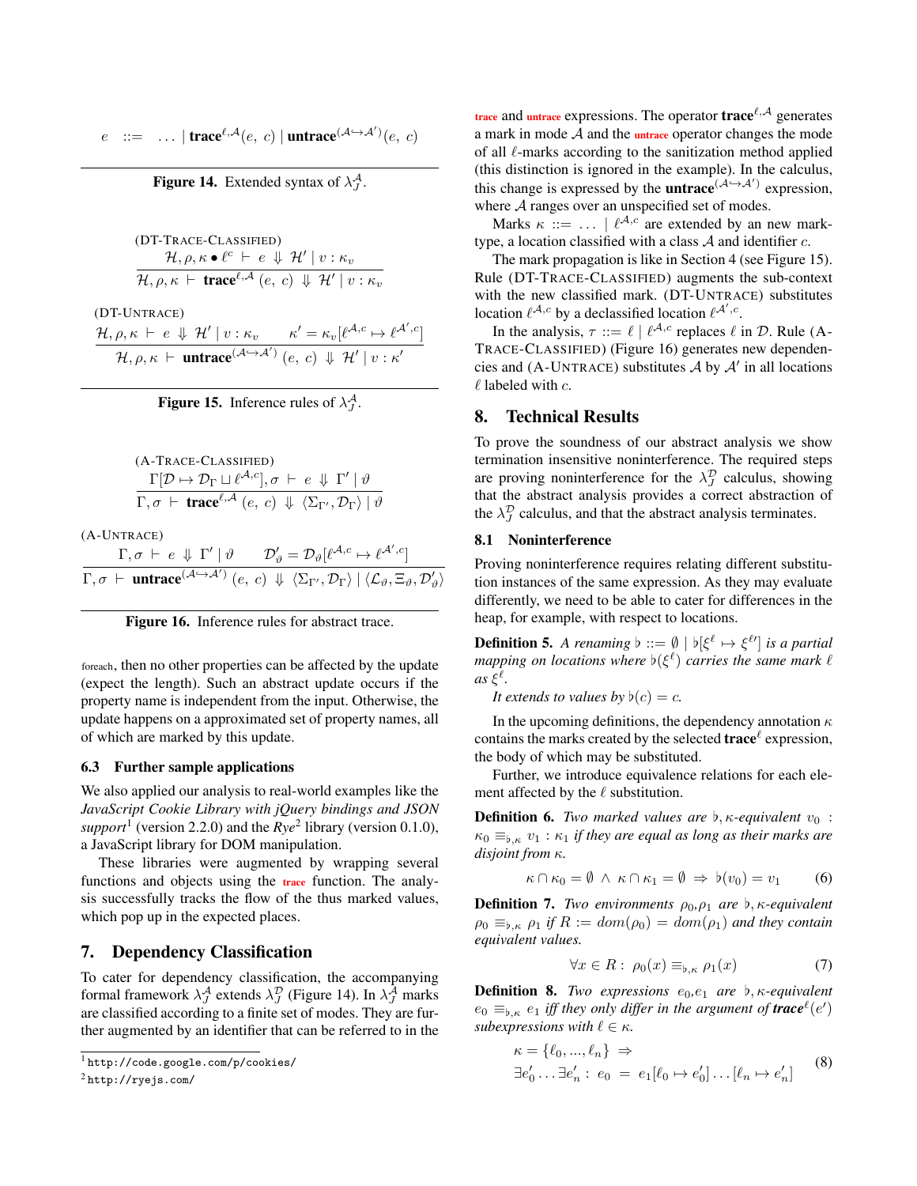$$e \quad ::= \quad \ldots \mid \textbf{trace}^{\ell,\mathcal{A}}(e,\ c) \mid \textbf{untrace}^{(\mathcal{A} \hookrightarrow \mathcal{A}')}(e,\ c)$$

**Figure 14.** Extended syntax of $\lambda_J^{\mathcal{A}}$.

(DT-TRACE-CLASSIFIED)

$$\frac{\mathcal{H}, \rho, \kappa \bullet \ell^c \ \vdash \ e \ \Downarrow \ \mathcal{H}' \mid v : \kappa_v}{\mathcal{H}, \rho, \kappa \ \vdash \ \textbf{trace}^{\ell,\mathcal{A}}\ (e,\ c) \ \Downarrow \ \mathcal{H}' \mid v : \kappa_v}$$

(DT-UNTRACE)

$$\frac{\mathcal{H}, \rho, \kappa \ \vdash \ e \ \Downarrow \ \mathcal{H}' \mid v : \kappa_v \qquad \kappa' = \kappa_v[\ell^{\mathcal{A},c} \mapsto \ell^{\mathcal{A}',c}]}{\mathcal{H}, \rho, \kappa \ \vdash \ \textbf{untrace}^{(\mathcal{A} \hookrightarrow \mathcal{A}')}\ (e,\ c) \ \Downarrow \ \mathcal{H}' \mid v : \kappa'}$$

**Figure 15.** Inference rules of $\lambda_J^{\mathcal{A}}$.

(A-TRACE-CLASSIFIED)

$$\frac{\Gamma[\mathcal{D} \mapsto \mathcal{D}_\Gamma \sqcup \ell^{\mathcal{A},c}], \sigma \ \vdash \ e \ \Downarrow \ \Gamma' \mid \vartheta}{\Gamma, \sigma \ \vdash \ \textbf{trace}^{\ell,\mathcal{A}}\ (e,\ c) \ \Downarrow \ \langle \Sigma_{\Gamma'}, \mathcal{D}_\Gamma \rangle \mid \vartheta}$$

(A-UNTRACE)

$$\frac{\Gamma, \sigma \ \vdash \ e \ \Downarrow \ \Gamma' \mid \vartheta \qquad \mathcal{D}'_\vartheta = \mathcal{D}_\vartheta[\ell^{\mathcal{A},c} \mapsto \ell^{\mathcal{A}',c}]}{\Gamma, \sigma \ \vdash \ \textbf{untrace}^{(\mathcal{A} \hookrightarrow \mathcal{A}')}\ (e,\ c) \ \Downarrow \ \langle \Sigma_{\Gamma'}, \mathcal{D}_\Gamma \rangle \mid \langle \mathcal{L}_\vartheta, \Xi_\vartheta, \mathcal{D}'_\vartheta \rangle}$$

**Figure 16.** Inference rules for abstract trace.

foreach, then no other properties can be affected by the update (expect the length). Such an abstract update occurs if the property name is independent from the input. Otherwise, the update happens on a approximated set of property names, all of which are marked by this update.

### 6.3 Further sample applications

We also applied our analysis to real-world examples like the *JavaScript Cookie Library with jQuery bindings and JSON support*[1] (version 2.2.0) and the *Rye*[2] library (version 0.1.0), a JavaScript library for DOM manipulation.

These libraries were augmented by wrapping several functions and objects using the trace function. The analysis successfully tracks the flow of the thus marked values, which pop up in the expected places.

## 7. Dependency Classification

To cater for dependency classification, the accompanying formal framework $\lambda_J^{\mathcal{A}}$ extends $\lambda_J^{\mathcal{D}}$ (Figure 14). In $\lambda_J^{\mathcal{A}}$ marks are classified according to a finite set of modes. They are further augmented by an identifier that can be referred to in the trace and untrace expressions. The operator $\textbf{trace}^{\ell,\mathcal{A}}$ generates a mark in mode $\mathcal{A}$ and the untrace operator changes the mode of all $\ell$-marks according to the sanitization method applied (this distinction is ignored in the example). In the calculus, this change is expressed by the $\textbf{untrace}^{(\mathcal{A} \hookrightarrow \mathcal{A}')}$ expression, where $\mathcal{A}$ ranges over an unspecified set of modes.

Marks $\kappa ::= \ldots \mid \ell^{\mathcal{A},c}$ are extended by an new mark-type, a location classified with a class $\mathcal{A}$ and identifier $c$.

The mark propagation is like in Section 4 (see Figure 15). Rule (DT-TRACE-CLASSIFIED) augments the sub-context with the new classified mark. (DT-UNTRACE) substitutes location $\ell^{\mathcal{A},c}$ by a declassified location $\ell^{\mathcal{A}',c}$.

In the analysis, $\tau ::= \ell \mid \ell^{\mathcal{A},c}$ replaces $\ell$ in $\mathcal{D}$. Rule (A-TRACE-CLASSIFIED) (Figure 16) generates new dependencies and (A-UNTRACE) substitutes $\mathcal{A}$ by $\mathcal{A}'$ in all locations $\ell$ labeled with $c$.

## 8. Technical Results

To prove the soundness of our abstract analysis we show termination insensitive noninterference. The required steps are proving noninterference for the $\lambda_J^{\mathcal{D}}$ calculus, showing that the abstract analysis provides a correct abstraction of the $\lambda_J^{\mathcal{D}}$ calculus, and that the abstract analysis terminates.

### 8.1 Noninterference

Proving noninterference requires relating different substitution instances of the same expression. As they may evaluate differently, we need to be able to cater for differences in the heap, for example, with respect to locations.

**Definition 5.** *A renaming $\flat ::= \emptyset \mid \flat[\xi^\ell \mapsto \xi^{\ell\prime}]$ is a partial mapping on locations where $\flat(\xi^\ell)$ carries the same mark $\ell$ as $\xi^\ell$.*

*It extends to values by $\flat(c) = c$.*

In the upcoming definitions, the dependency annotation $\kappa$ contains the marks created by the selected $\textbf{trace}^\ell$ expression, the body of which may be substituted.

Further, we introduce equivalence relations for each element affected by the $\ell$ substitution.

**Definition 6.** *Two marked values are $\flat, \kappa$-equivalent $v_0 : \kappa_0 \equiv_{\flat,\kappa} v_1 : \kappa_1$ if they are equal as long as their marks are disjoint from $\kappa$.*

$$\kappa \cap \kappa_0 = \emptyset \ \wedge \ \kappa \cap \kappa_1 = \emptyset \ \Rightarrow \ \flat(v_0) = v_1 \tag{6}$$

**Definition 7.** *Two environments $\rho_0,\rho_1$ are $\flat, \kappa$-equivalent $\rho_0 \equiv_{\flat,\kappa} \rho_1$ if $R := dom(\rho_0) = dom(\rho_1)$ and they contain equivalent values.*

$$\forall x \in R : \ \rho_0(x) \equiv_{\flat,\kappa} \rho_1(x) \tag{7}$$

**Definition 8.** *Two expressions $e_0,e_1$ are $\flat, \kappa$-equivalent $e_0 \equiv_{\flat,\kappa} e_1$ iff they only differ in the argument of $\textbf{trace}^\ell(e')$ subexpressions with $\ell \in \kappa$.*

$$\begin{aligned} &\kappa = \{\ell_0, ..., \ell_n\} \ \Rightarrow \\ &\exists e'_0 \ldots \exists e'_n : \ e_0 \ = \ e_1[\ell_0 \mapsto e'_0] \ldots [\ell_n \mapsto e'_n] \end{aligned} \tag{8}$$

[1] http://code.google.com/p/cookies/

[2] http://ryejs.com/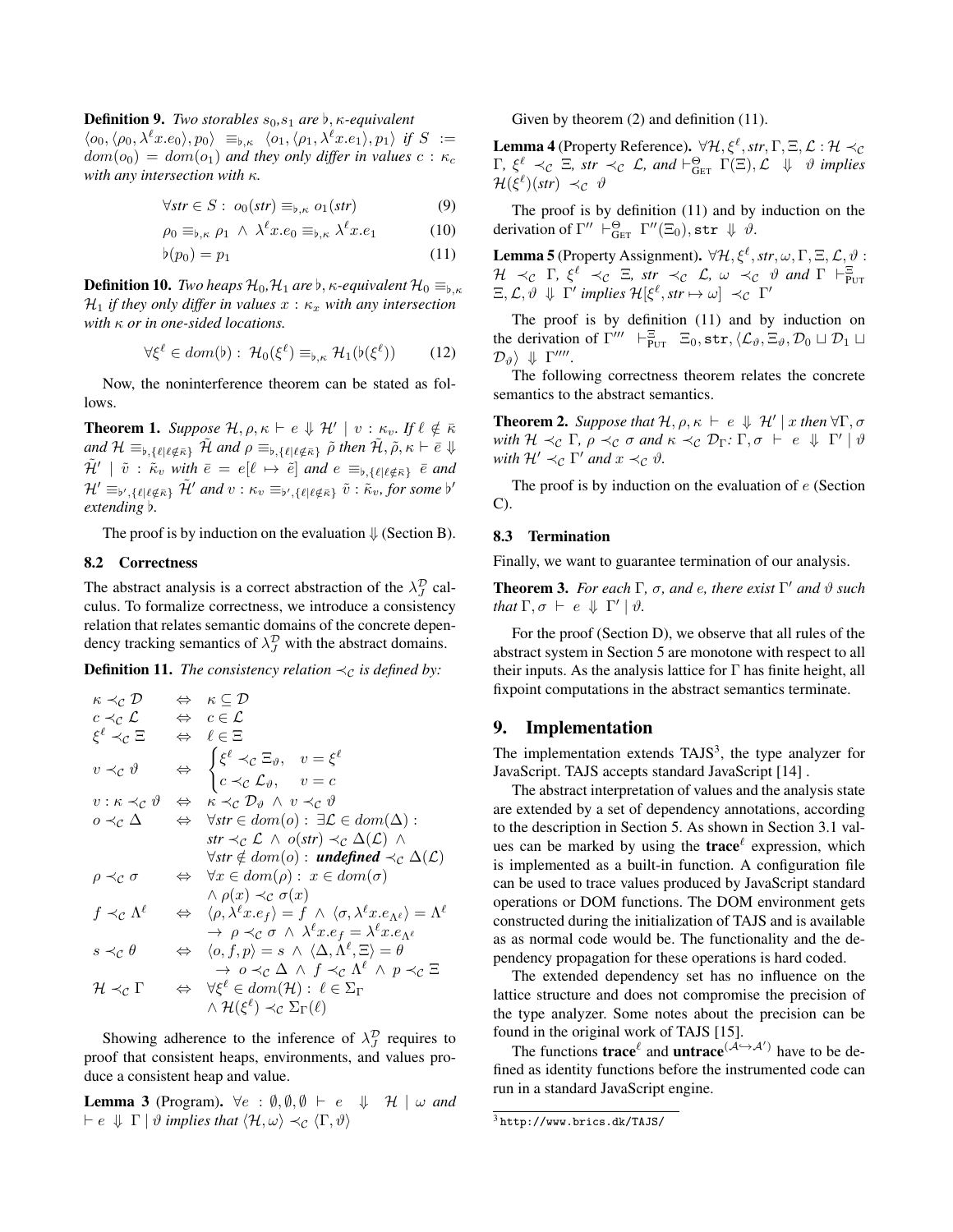**Definition 9.** *Two storables $s_0, s_1$ are $\flat, \kappa$-equivalent $\langle o_0, \langle \rho_0, \lambda^\ell x.e_0 \rangle, p_0 \rangle \equiv_{\flat,\kappa} \langle o_1, \langle \rho_1, \lambda^\ell x.e_1 \rangle, p_1 \rangle$ if $S := dom(o_0) = dom(o_1)$ and they only differ in values $c : \kappa_c$ with any intersection with $\kappa$.*

$$\forall str \in S : \; o_0(str) \equiv_{\flat,\kappa} o_1(str) \tag{9}$$

$$\rho_0 \equiv_{\flat,\kappa} \rho_1 \;\wedge\; \lambda^\ell x.e_0 \equiv_{\flat,\kappa} \lambda^\ell x.e_1 \tag{10}$$

$$\flat(p_0) = p_1 \tag{11}$$

**Definition 10.** *Two heaps $\mathcal{H}_0, \mathcal{H}_1$ are $\flat, \kappa$-equivalent $\mathcal{H}_0 \equiv_{\flat,\kappa} \mathcal{H}_1$ if they only differ in values $x : \kappa_x$ with any intersection with $\kappa$ or in one-sided locations.*

$$\forall \xi^\ell \in dom(\flat) : \; \mathcal{H}_0(\xi^\ell) \equiv_{\flat,\kappa} \mathcal{H}_1(\flat(\xi^\ell)) \tag{12}$$

Now, the noninterference theorem can be stated as follows.

**Theorem 1.** *Suppose $\mathcal{H}, \rho, \kappa \vdash e \Downarrow \mathcal{H}' \mid v : \kappa_v$. If $\ell \notin \bar{\kappa}$ and $\mathcal{H} \equiv_{\flat,\{\ell|\ell\notin\bar{\kappa}\}} \tilde{\mathcal{H}}$ and $\rho \equiv_{\flat,\{\ell|\ell\notin\bar{\kappa}\}} \tilde{\rho}$ then $\tilde{\mathcal{H}}, \tilde{\rho}, \kappa \vdash \bar{e} \Downarrow \tilde{\mathcal{H}}' \mid \tilde{v} : \tilde{\kappa}_v$ with $\bar{e} = e[\ell \mapsto \tilde{e}]$ and $e \equiv_{\flat,\{\ell|\ell\notin\bar{\kappa}\}} \bar{e}$ and $\mathcal{H}' \equiv_{\flat',\{\ell|\ell\notin\bar{\kappa}\}} \tilde{\mathcal{H}}'$ and $v : \kappa_v \equiv_{\flat',\{\ell|\ell\notin\bar{\kappa}\}} \tilde{v} : \tilde{\kappa}_v$, for some $\flat'$ extending $\flat$.*

The proof is by induction on the evaluation $\Downarrow$ (Section B).

### 8.2 Correctness

The abstract analysis is a correct abstraction of the $\lambda_J^{\mathcal{D}}$ calculus. To formalize correctness, we introduce a consistency relation that relates semantic domains of the concrete dependency tracking semantics of $\lambda_J^{\mathcal{D}}$ with the abstract domains.

**Definition 11.** *The consistency relation $\prec_{\mathcal{C}}$ is defined by:*

$$
\begin{array}{lcl}
\kappa \prec_{\mathcal{C}} \mathcal{D} & \Leftrightarrow & \kappa \subseteq \mathcal{D} \\
c \prec_{\mathcal{C}} \mathcal{L} & \Leftrightarrow & c \in \mathcal{L} \\
\xi^\ell \prec_{\mathcal{C}} \Xi & \Leftrightarrow & \ell \in \Xi \\
v \prec_{\mathcal{C}} \vartheta & \Leftrightarrow & \begin{cases} \xi^\ell \prec_{\mathcal{C}} \Xi_\vartheta, & v = \xi^\ell \\ c \prec_{\mathcal{C}} \mathcal{L}_\vartheta, & v = c \end{cases} \\
v : \kappa \prec_{\mathcal{C}} \vartheta & \Leftrightarrow & \kappa \prec_{\mathcal{C}} \mathcal{D}_\vartheta \;\wedge\; v \prec_{\mathcal{C}} \vartheta \\
o \prec_{\mathcal{C}} \Delta & \Leftrightarrow & \forall str \in dom(o) : \; \exists \mathcal{L} \in dom(\Delta) : \\
& & str \prec_{\mathcal{C}} \mathcal{L} \;\wedge\; o(str) \prec_{\mathcal{C}} \Delta(\mathcal{L}) \;\wedge \\
& & \forall str \notin dom(o) : \; \textbf{\textit{undefined}} \prec_{\mathcal{C}} \Delta(\mathcal{L}) \\
\rho \prec_{\mathcal{C}} \sigma & \Leftrightarrow & \forall x \in dom(\rho) : \; x \in dom(\sigma) \\
& & \wedge\, \rho(x) \prec_{\mathcal{C}} \sigma(x) \\
f \prec_{\mathcal{C}} \Lambda^\ell & \Leftrightarrow & \langle \rho, \lambda^\ell x.e_f \rangle = f \;\wedge\; \langle \sigma, \lambda^\ell x.e_{\Lambda^\ell} \rangle = \Lambda^\ell \\
& & \rightarrow\; \rho \prec_{\mathcal{C}} \sigma \;\wedge\; \lambda^\ell x.e_f = \lambda^\ell x.e_{\Lambda^\ell} \\
s \prec_{\mathcal{C}} \theta & \Leftrightarrow & \langle o, f, p \rangle = s \;\wedge\; \langle \Delta, \Lambda^\ell, \Xi \rangle = \theta \\
& & \rightarrow\; o \prec_{\mathcal{C}} \Delta \;\wedge\; f \prec_{\mathcal{C}} \Lambda^\ell \;\wedge\; p \prec_{\mathcal{C}} \Xi \\
\mathcal{H} \prec_{\mathcal{C}} \Gamma & \Leftrightarrow & \forall \xi^\ell \in dom(\mathcal{H}) : \; \ell \in \Sigma_\Gamma \\
& & \wedge\, \mathcal{H}(\xi^\ell) \prec_{\mathcal{C}} \Sigma_\Gamma(\ell)
\end{array}
$$

Showing adherence to the inference of $\lambda_J^{\mathcal{D}}$ requires to proof that consistent heaps, environments, and values produce a consistent heap and value.

**Lemma 3** (Program). $\forall e : \emptyset, \emptyset, \emptyset \vdash e \Downarrow \mathcal{H} \mid \omega$ *and* $\vdash e \Downarrow \Gamma \mid \vartheta$ *implies that* $\langle \mathcal{H}, \omega \rangle \prec_{\mathcal{C}} \langle \Gamma, \vartheta \rangle$

Given by theorem (2) and definition (11).

**Lemma 4** (Property Reference). $\forall \mathcal{H}, \xi^\ell, str, \Gamma, \Xi, \mathcal{L} : \mathcal{H} \prec_{\mathcal{C}} \Gamma$*,* $\xi^\ell \prec_{\mathcal{C}} \Xi$*,* $str \prec_{\mathcal{C}} \mathcal{L}$*, and* $\vdash^{\Theta}_{\text{GET}} \Gamma(\Xi), \mathcal{L} \Downarrow \vartheta$ *implies* $\mathcal{H}(\xi^\ell)(str) \prec_{\mathcal{C}} \vartheta$

The proof is by definition (11) and by induction on the derivation of $\Gamma'' \vdash^{\Theta}_{\text{GET}} \Gamma''(\Xi_0), \texttt{str} \Downarrow \vartheta$.

**Lemma 5** (Property Assignment). $\forall \mathcal{H}, \xi^\ell, str, \omega, \Gamma, \Xi, \mathcal{L}, \vartheta :$ $\mathcal{H} \prec_{\mathcal{C}} \Gamma$*,* $\xi^\ell \prec_{\mathcal{C}} \Xi$*,* $str \prec_{\mathcal{C}} \mathcal{L}$*,* $\omega \prec_{\mathcal{C}} \vartheta$ *and* $\Gamma \vdash^{\Xi}_{\text{PUT}} \Xi, \mathcal{L}, \vartheta \Downarrow \Gamma'$ *implies* $\mathcal{H}[\xi^\ell, str \mapsto \omega] \prec_{\mathcal{C}} \Gamma'$

The proof is by definition (11) and by induction on the derivation of $\Gamma''' \vdash^{\Xi}_{\text{PUT}} \Xi_0, \texttt{str}, \langle \mathcal{L}_\vartheta, \Xi_\vartheta, \mathcal{D}_0 \sqcup \mathcal{D}_1 \sqcup \mathcal{D}_\vartheta \rangle \Downarrow \Gamma''''$.

The following correctness theorem relates the concrete semantics to the abstract semantics.

**Theorem 2.** *Suppose that $\mathcal{H}, \rho, \kappa \vdash e \Downarrow \mathcal{H}' \mid x$ then $\forall \Gamma, \sigma$ with $\mathcal{H} \prec_{\mathcal{C}} \Gamma$, $\rho \prec_{\mathcal{C}} \sigma$ and $\kappa \prec_{\mathcal{C}} \mathcal{D}_\Gamma$: $\Gamma, \sigma \vdash e \Downarrow \Gamma' \mid \vartheta$ with $\mathcal{H}' \prec_{\mathcal{C}} \Gamma'$ and $x \prec_{\mathcal{C}} \vartheta$.*

The proof is by induction on the evaluation of $e$ (Section C).

### 8.3 Termination

Finally, we want to guarantee termination of our analysis.

**Theorem 3.** *For each $\Gamma$, $\sigma$, and $e$, there exist $\Gamma'$ and $\vartheta$ such that $\Gamma, \sigma \vdash e \Downarrow \Gamma' \mid \vartheta$.*

For the proof (Section D), we observe that all rules of the abstract system in Section 5 are monotone with respect to all their inputs. As the analysis lattice for $\Gamma$ has finite height, all fixpoint computations in the abstract semantics terminate.

## 9. Implementation

The implementation extends TAJS[3], the type analyzer for JavaScript. TAJS accepts standard JavaScript [14] .

The abstract interpretation of values and the analysis state are extended by a set of dependency annotations, according to the description in Section 5. As shown in Section 3.1 values can be marked by using the **trace**$^\ell$ expression, which is implemented as a built-in function. A configuration file can be used to trace values produced by JavaScript standard operations or DOM functions. The DOM environment gets constructed during the initialization of TAJS and is available as as normal code would be. The functionality and the dependency propagation for these operations is hard coded.

The extended dependency set has no influence on the lattice structure and does not compromise the precision of the type analyzer. Some notes about the precision can be found in the original work of TAJS [15].

The functions **trace**$^\ell$ and **untrace**$^{\langle \mathcal{A} \hookrightarrow \mathcal{A}' \rangle}$ have to be defined as identity functions before the instrumented code can run in a standard JavaScript engine.

[3] http://www.brics.dk/TAJS/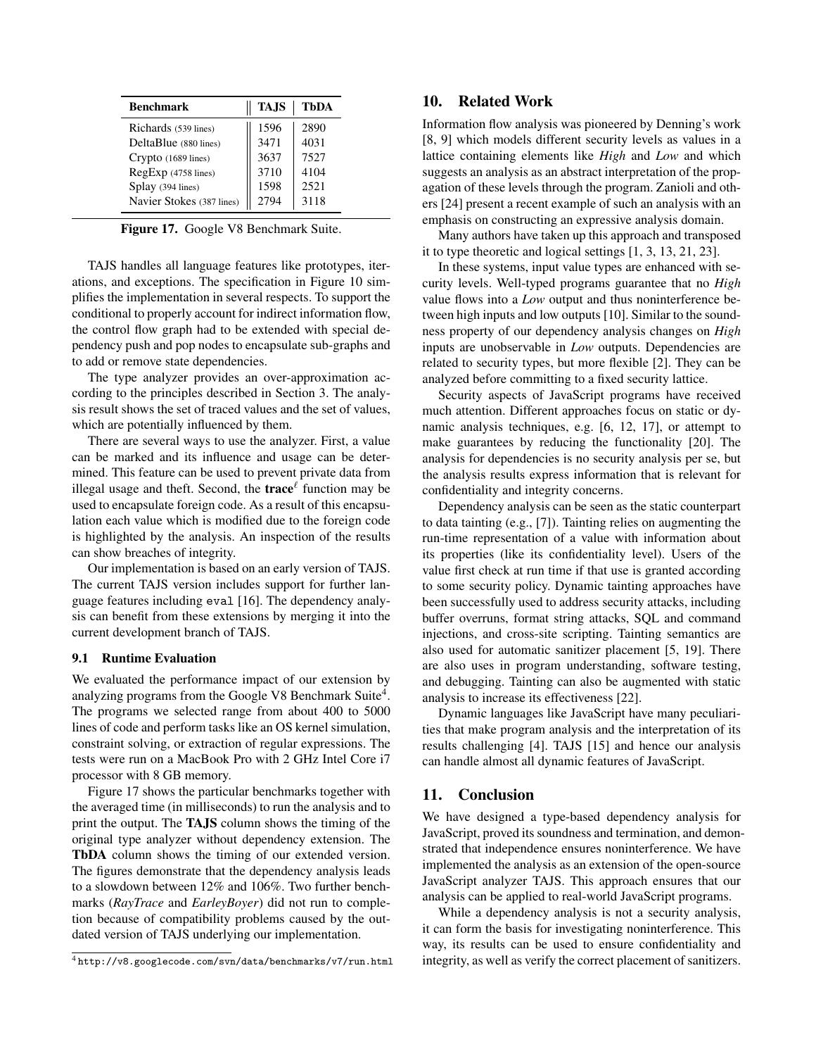| Benchmark | TAJS | TbDA |
|---|---|---|
| Richards (539 lines) | 1596 | 2890 |
| DeltaBlue (880 lines) | 3471 | 4031 |
| Crypto (1689 lines) | 3637 | 7527 |
| RegExp (4758 lines) | 3710 | 4104 |
| Splay (394 lines) | 1598 | 2521 |
| Navier Stokes (387 lines) | 2794 | 3118 |

**Figure 17.** Google V8 Benchmark Suite.

TAJS handles all language features like prototypes, iterations, and exceptions. The specification in Figure 10 simplifies the implementation in several respects. To support the conditional to properly account for indirect information flow, the control flow graph had to be extended with special dependency push and pop nodes to encapsulate sub-graphs and to add or remove state dependencies.

The type analyzer provides an over-approximation according to the principles described in Section 3. The analysis result shows the set of traced values and the set of values, which are potentially influenced by them.

There are several ways to use the analyzer. First, a value can be marked and its influence and usage can be determined. This feature can be used to prevent private data from illegal usage and theft. Second, the $\textbf{trace}^\ell$ function may be used to encapsulate foreign code. As a result of this encapsulation each value which is modified due to the foreign code is highlighted by the analysis. An inspection of the results can show breaches of integrity.

Our implementation is based on an early version of TAJS. The current TAJS version includes support for further language features including `eval` [16]. The dependency analysis can benefit from these extensions by merging it into the current development branch of TAJS.

### 9.1 Runtime Evaluation

We evaluated the performance impact of our extension by analyzing programs from the Google V8 Benchmark Suite[4]. The programs we selected range from about 400 to 5000 lines of code and perform tasks like an OS kernel simulation, constraint solving, or extraction of regular expressions. The tests were run on a MacBook Pro with 2 GHz Intel Core i7 processor with 8 GB memory.

Figure 17 shows the particular benchmarks together with the averaged time (in milliseconds) to run the analysis and to print the output. The **TAJS** column shows the timing of the original type analyzer without dependency extension. The **TbDA** column shows the timing of our extended version. The figures demonstrate that the dependency analysis leads to a slowdown between 12% and 106%. Two further benchmarks (*RayTrace* and *EarleyBoyer*) did not run to completion because of compatibility problems caused by the outdated version of TAJS underlying our implementation.

[4] `http://v8.googlecode.com/svn/data/benchmarks/v7/run.html`

## 10. Related Work

Information flow analysis was pioneered by Denning's work [8, 9] which models different security levels as values in a lattice containing elements like *High* and *Low* and which suggests an analysis as an abstract interpretation of the propagation of these levels through the program. Zanioli and others [24] present a recent example of such an analysis with an emphasis on constructing an expressive analysis domain.

Many authors have taken up this approach and transposed it to type theoretic and logical settings [1, 3, 13, 21, 23].

In these systems, input value types are enhanced with security levels. Well-typed programs guarantee that no *High* value flows into a *Low* output and thus noninterference between high inputs and low outputs [10]. Similar to the soundness property of our dependency analysis changes on *High* inputs are unobservable in *Low* outputs. Dependencies are related to security types, but more flexible [2]. They can be analyzed before committing to a fixed security lattice.

Security aspects of JavaScript programs have received much attention. Different approaches focus on static or dynamic analysis techniques, e.g. [6, 12, 17], or attempt to make guarantees by reducing the functionality [20]. The analysis for dependencies is no security analysis per se, but the analysis results express information that is relevant for confidentiality and integrity concerns.

Dependency analysis can be seen as the static counterpart to data tainting (e.g., [7]). Tainting relies on augmenting the run-time representation of a value with information about its properties (like its confidentiality level). Users of the value first check at run time if that use is granted according to some security policy. Dynamic tainting approaches have been successfully used to address security attacks, including buffer overruns, format string attacks, SQL and command injections, and cross-site scripting. Tainting semantics are also used for automatic sanitizer placement [5, 19]. There are also uses in program understanding, software testing, and debugging. Tainting can also be augmented with static analysis to increase its effectiveness [22].

Dynamic languages like JavaScript have many peculiarities that make program analysis and the interpretation of its results challenging [4]. TAJS [15] and hence our analysis can handle almost all dynamic features of JavaScript.

## 11. Conclusion

We have designed a type-based dependency analysis for JavaScript, proved its soundness and termination, and demonstrated that independence ensures noninterference. We have implemented the analysis as an extension of the open-source JavaScript analyzer TAJS. This approach ensures that our analysis can be applied to real-world JavaScript programs.

While a dependency analysis is not a security analysis, it can form the basis for investigating noninterference. This way, its results can be used to ensure confidentiality and integrity, as well as verify the correct placement of sanitizers.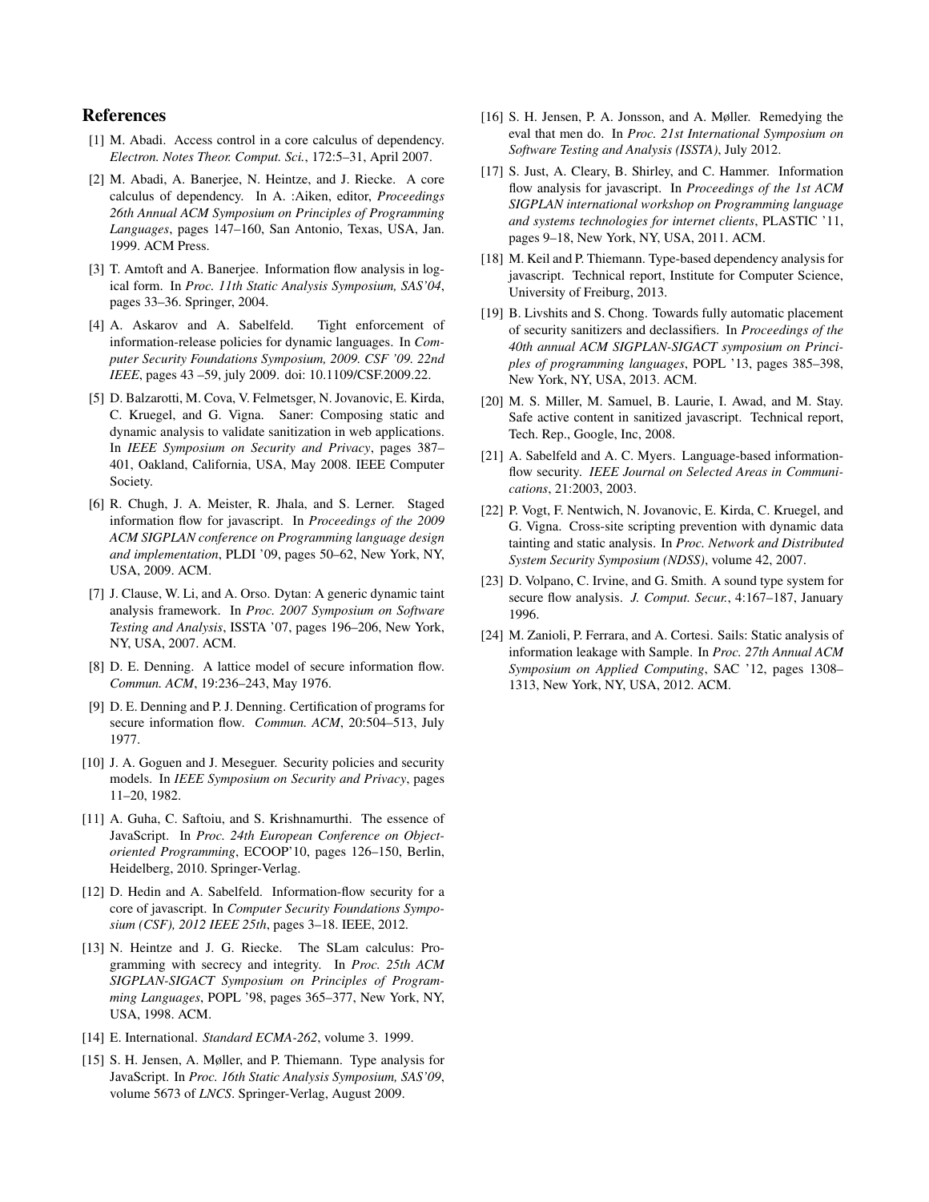## References

[1] M. Abadi. Access control in a core calculus of dependency. *Electron. Notes Theor. Comput. Sci.*, 172:5–31, April 2007.

[2] M. Abadi, A. Banerjee, N. Heintze, and J. Riecke. A core calculus of dependency. In A. :Aiken, editor, *Proceedings 26th Annual ACM Symposium on Principles of Programming Languages*, pages 147–160, San Antonio, Texas, USA, Jan. 1999. ACM Press.

[3] T. Amtoft and A. Banerjee. Information flow analysis in logical form. In *Proc. 11th Static Analysis Symposium, SAS'04*, pages 33–36. Springer, 2004.

[4] A. Askarov and A. Sabelfeld. Tight enforcement of information-release policies for dynamic languages. In *Computer Security Foundations Symposium, 2009. CSF '09. 22nd IEEE*, pages 43 –59, july 2009. doi: 10.1109/CSF.2009.22.

[5] D. Balzarotti, M. Cova, V. Felmetsger, N. Jovanovic, E. Kirda, C. Kruegel, and G. Vigna. Saner: Composing static and dynamic analysis to validate sanitization in web applications. In *IEEE Symposium on Security and Privacy*, pages 387–401, Oakland, California, USA, May 2008. IEEE Computer Society.

[6] R. Chugh, J. A. Meister, R. Jhala, and S. Lerner. Staged information flow for javascript. In *Proceedings of the 2009 ACM SIGPLAN conference on Programming language design and implementation*, PLDI '09, pages 50–62, New York, NY, USA, 2009. ACM.

[7] J. Clause, W. Li, and A. Orso. Dytan: A generic dynamic taint analysis framework. In *Proc. 2007 Symposium on Software Testing and Analysis*, ISSTA '07, pages 196–206, New York, NY, USA, 2007. ACM.

[8] D. E. Denning. A lattice model of secure information flow. *Commun. ACM*, 19:236–243, May 1976.

[9] D. E. Denning and P. J. Denning. Certification of programs for secure information flow. *Commun. ACM*, 20:504–513, July 1977.

[10] J. A. Goguen and J. Meseguer. Security policies and security models. In *IEEE Symposium on Security and Privacy*, pages 11–20, 1982.

[11] A. Guha, C. Saftoiu, and S. Krishnamurthi. The essence of JavaScript. In *Proc. 24th European Conference on Object-oriented Programming*, ECOOP'10, pages 126–150, Berlin, Heidelberg, 2010. Springer-Verlag.

[12] D. Hedin and A. Sabelfeld. Information-flow security for a core of javascript. In *Computer Security Foundations Symposium (CSF), 2012 IEEE 25th*, pages 3–18. IEEE, 2012.

[13] N. Heintze and J. G. Riecke. The SLam calculus: Programming with secrecy and integrity. In *Proc. 25th ACM SIGPLAN-SIGACT Symposium on Principles of Programming Languages*, POPL '98, pages 365–377, New York, NY, USA, 1998. ACM.

[14] E. International. *Standard ECMA-262*, volume 3. 1999.

[15] S. H. Jensen, A. Møller, and P. Thiemann. Type analysis for JavaScript. In *Proc. 16th Static Analysis Symposium, SAS'09*, volume 5673 of *LNCS*. Springer-Verlag, August 2009.

[16] S. H. Jensen, P. A. Jonsson, and A. Møller. Remedying the eval that men do. In *Proc. 21st International Symposium on Software Testing and Analysis (ISSTA)*, July 2012.

[17] S. Just, A. Cleary, B. Shirley, and C. Hammer. Information flow analysis for javascript. In *Proceedings of the 1st ACM SIGPLAN international workshop on Programming language and systems technologies for internet clients*, PLASTIC '11, pages 9–18, New York, NY, USA, 2011. ACM.

[18] M. Keil and P. Thiemann. Type-based dependency analysis for javascript. Technical report, Institute for Computer Science, University of Freiburg, 2013.

[19] B. Livshits and S. Chong. Towards fully automatic placement of security sanitizers and declassifiers. In *Proceedings of the 40th annual ACM SIGPLAN-SIGACT symposium on Principles of programming languages*, POPL '13, pages 385–398, New York, NY, USA, 2013. ACM.

[20] M. S. Miller, M. Samuel, B. Laurie, I. Awad, and M. Stay. Safe active content in sanitized javascript. Technical report, Tech. Rep., Google, Inc, 2008.

[21] A. Sabelfeld and A. C. Myers. Language-based information-flow security. *IEEE Journal on Selected Areas in Communications*, 21:2003, 2003.

[22] P. Vogt, F. Nentwich, N. Jovanovic, E. Kirda, C. Kruegel, and G. Vigna. Cross-site scripting prevention with dynamic data tainting and static analysis. In *Proc. Network and Distributed System Security Symposium (NDSS)*, volume 42, 2007.

[23] D. Volpano, C. Irvine, and G. Smith. A sound type system for secure flow analysis. *J. Comput. Secur.*, 4:167–187, January 1996.

[24] M. Zanioli, P. Ferrara, and A. Cortesi. Sails: Static analysis of information leakage with Sample. In *Proc. 27th Annual ACM Symposium on Applied Computing*, SAC '12, pages 1308–1313, New York, NY, USA, 2012. ACM.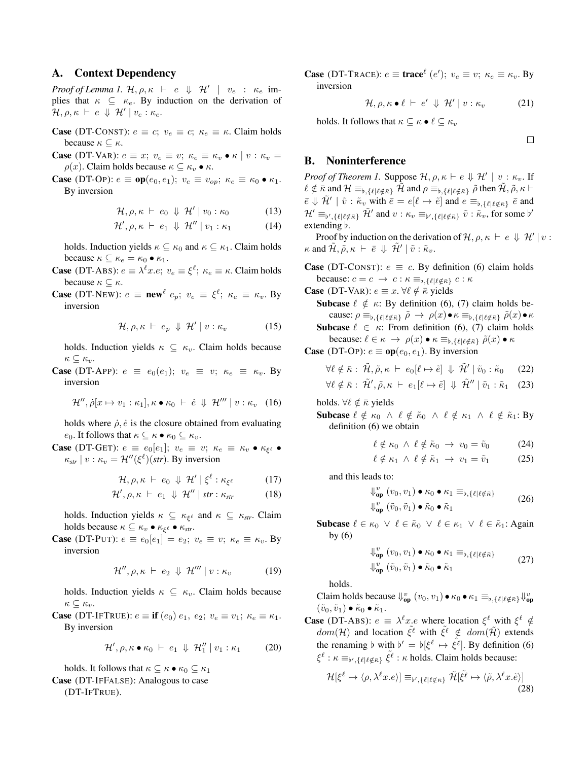## A. Context Dependency

*Proof of Lemma 1.* $\mathcal{H}, \rho, \kappa \vdash e \Downarrow \mathcal{H}' \mid v_e : \kappa_e$ implies that $\kappa \subseteq \kappa_e$. By induction on the derivation of $\mathcal{H}, \rho, \kappa \vdash e \Downarrow \mathcal{H}' \mid v_e : \kappa_e$.

**Case** (DT-CONST): $e \equiv c$; $v_e \equiv c$; $\kappa_e \equiv \kappa$. Claim holds because $\kappa \subseteq \kappa$.

**Case** (DT-VAR): $e \equiv x$; $v_e \equiv v$; $\kappa_e \equiv \kappa_v \bullet \kappa \mid v : \kappa_v = \rho(x)$. Claim holds because $\kappa \subseteq \kappa_v \bullet \kappa$.

**Case** (DT-OP): $e \equiv \mathbf{op}(e_0, e_1)$; $v_e \equiv v_{op}$; $\kappa_e \equiv \kappa_0 \bullet \kappa_1$. By inversion

$$\mathcal{H}, \rho, \kappa \vdash e_0 \Downarrow \mathcal{H}' \mid v_0 : \kappa_0 \tag{13}$$
$$\mathcal{H}', \rho, \kappa \vdash e_1 \Downarrow \mathcal{H}'' \mid v_1 : \kappa_1 \tag{14}$$

holds. Induction yields $\kappa \subseteq \kappa_0$ and $\kappa \subseteq \kappa_1$. Claim holds because $\kappa \subseteq \kappa_e = \kappa_0 \bullet \kappa_1$.

**Case** (DT-ABS): $e \equiv \lambda^\ell x.e$; $v_e \equiv \xi^\ell$; $\kappa_e \equiv \kappa$. Claim holds because $\kappa \subseteq \kappa$.

**Case** (DT-NEW): $e \equiv \mathbf{new}^\ell\ e_p$; $v_e \equiv \xi^\ell$; $\kappa_e \equiv \kappa_v$. By inversion

$$\mathcal{H}, \rho, \kappa \vdash e_p \Downarrow \mathcal{H}' \mid v : \kappa_v \tag{15}$$

holds. Induction yields $\kappa \subseteq \kappa_v$. Claim holds because $\kappa \subseteq \kappa_v$.

**Case** (DT-APP): $e \equiv e_0(e_1)$; $v_e \equiv v$; $\kappa_e \equiv \kappa_v$. By inversion

$$\mathcal{H}'', \dot{\rho}[x \mapsto v_1 : \kappa_1], \kappa \bullet \kappa_0 \vdash \dot{e} \Downarrow \mathcal{H}''' \mid v : \kappa_v \tag{16}$$

holds where $\dot{\rho}, \dot{e}$ is the closure obtained from evaluating $e_0$. It follows that $\kappa \subseteq \kappa \bullet \kappa_0 \subseteq \kappa_v$.

**Case** (DT-GET): $e \equiv e_0[e_1]$; $v_e \equiv v$; $\kappa_e \equiv \kappa_v \bullet \kappa_{\xi^\ell} \bullet \kappa_{str} \mid v : \kappa_v = \mathcal{H}''(\xi^\ell)(str)$. By inversion

$$\mathcal{H}, \rho, \kappa \vdash e_0 \Downarrow \mathcal{H}' \mid \xi^\ell : \kappa_{\xi^\ell} \tag{17}$$
$$\mathcal{H}', \rho, \kappa \vdash e_1 \Downarrow \mathcal{H}'' \mid str : \kappa_{str} \tag{18}$$

holds. Induction yields $\kappa \subseteq \kappa_{\xi^\ell}$ and $\kappa \subseteq \kappa_{str}$. Claim holds because $\kappa \subseteq \kappa_v \bullet \kappa_{\xi^\ell} \bullet \kappa_{str}$.

**Case** (DT-PUT): $e \equiv e_0[e_1] = e_2$; $v_e \equiv v$; $\kappa_e \equiv \kappa_v$. By inversion

$$\mathcal{H}'', \rho, \kappa \vdash e_2 \Downarrow \mathcal{H}''' \mid v : \kappa_v \tag{19}$$

holds. Induction yields $\kappa \subseteq \kappa_v$. Claim holds because $\kappa \subseteq \kappa_v$.

**Case** (DT-IFTRUE): $e \equiv \mathbf{if}\ (e_0)\ e_1,\ e_2$; $v_e \equiv v_1$; $\kappa_e \equiv \kappa_1$. By inversion

$$\mathcal{H}', \rho, \kappa \bullet \kappa_0 \vdash e_1 \Downarrow \mathcal{H}''_1 \mid v_1 : \kappa_1 \tag{20}$$

holds. It follows that $\kappa \subseteq \kappa \bullet \kappa_0 \subseteq \kappa_1$

**Case** (DT-IFFALSE): Analogous to case (DT-IFTRUE).

**Case** (DT-TRACE): $e \equiv \mathbf{trace}^\ell\ (e')$; $v_e \equiv v$; $\kappa_e \equiv \kappa_v$. By inversion

$$\mathcal{H}, \rho, \kappa \bullet \ell \vdash e' \Downarrow \mathcal{H}' \mid v : \kappa_v \tag{21}$$

holds. It follows that $\kappa \subseteq \kappa \bullet \ell \subseteq \kappa_v$

□

## B. Noninterference

*Proof of Theorem 1.* Suppose $\mathcal{H}, \rho, \kappa \vdash e \Downarrow \mathcal{H}' \mid v : \kappa_v$. If $\ell \notin \bar{\kappa}$ and $\mathcal{H} \equiv_{\flat, \{\ell|\ell\notin\bar{\kappa}\}} \tilde{\mathcal{H}}$ and $\rho \equiv_{\flat, \{\ell|\ell\notin\bar{\kappa}\}} \tilde{\rho}$ then $\tilde{\mathcal{H}}, \tilde{\rho}, \kappa \vdash \bar{e} \Downarrow \tilde{\mathcal{H}}' \mid \tilde{v} : \tilde{\kappa}_v$ with $\bar{e} = e[\ell \mapsto \tilde{e}]$ and $e \equiv_{\flat, \{\ell|\ell\notin\bar{\kappa}\}} \bar{e}$ and $\mathcal{H}' \equiv_{\flat', \{\ell|\ell\notin\bar{\kappa}\}} \tilde{\mathcal{H}}'$ and $v : \kappa_v \equiv_{\flat', \{\ell|\ell\notin\bar{\kappa}\}} \tilde{v} : \tilde{\kappa}_v$, for some $\flat'$ extending $\flat$.

Proof by induction on the derivation of $\mathcal{H}, \rho, \kappa \vdash e \Downarrow \mathcal{H}' \mid v : \kappa$ and $\tilde{\mathcal{H}}, \tilde{\rho}, \kappa \vdash \bar{e} \Downarrow \tilde{\mathcal{H}}' \mid \tilde{v} : \tilde{\kappa}_v$.

**Case** (DT-CONST): $e \equiv c$. By definition (6) claim holds because: $c = c \rightarrow c : \kappa \equiv_{\flat, \{\ell|\ell\notin\bar{\kappa}\}} c : \kappa$

**Case** (DT-VAR): $e \equiv x$. $\forall \ell \notin \bar{\kappa}$ yields

**Subcase** $\ell \notin \kappa$: By definition (6), (7) claim holds because: $\rho \equiv_{\flat, \{\ell|\ell\notin\bar{\kappa}\}} \tilde{\rho} \rightarrow \rho(x) \bullet \kappa \equiv_{\flat, \{\ell|\ell\notin\bar{\kappa}\}} \tilde{\rho}(x) \bullet \kappa$

**Subcase** $\ell \in \kappa$: From definition (6), (7) claim holds because: $\ell \in \kappa \rightarrow \rho(x) \bullet \kappa \equiv_{\flat, \{\ell|\ell\notin\bar{\kappa}\}} \tilde{\rho}(x) \bullet \kappa$

**Case** (DT-OP): $e \equiv \mathbf{op}(e_0, e_1)$. By inversion

$$\forall \ell \notin \bar{\kappa} : \tilde{\mathcal{H}}, \tilde{\rho}, \kappa \vdash e_0[\ell \mapsto \tilde{e}] \Downarrow \tilde{\mathcal{H}}' \mid \tilde{v}_0 : \tilde{\kappa}_0 \tag{22}$$
$$\forall \ell \notin \bar{\kappa} : \tilde{\mathcal{H}}', \tilde{\rho}, \kappa \vdash e_1[\ell \mapsto \tilde{e}] \Downarrow \tilde{\mathcal{H}}'' \mid \tilde{v}_1 : \tilde{\kappa}_1 \tag{23}$$

holds. $\forall \ell \notin \bar{\kappa}$ yields

**Subcase** $\ell \notin \kappa_0 \wedge \ell \notin \tilde{\kappa}_0 \wedge \ell \notin \kappa_1 \wedge \ell \notin \tilde{\kappa}_1$: By definition (6) we obtain

$$\ell \notin \kappa_0 \wedge \ell \notin \tilde{\kappa}_0 \rightarrow v_0 = \tilde{v}_0 \tag{24}$$
$$\ell \notin \kappa_1 \wedge \ell \notin \tilde{\kappa}_1 \rightarrow v_1 = \tilde{v}_1 \tag{25}$$

and this leads to:

$$\Downarrow^v_{\mathbf{op}} (v_0, v_1) \bullet \kappa_0 \bullet \kappa_1 \equiv_{\flat, \{\ell|\ell\notin\bar{\kappa}\}} \Downarrow^v_{\mathbf{op}} (\tilde{v}_0, \tilde{v}_1) \bullet \tilde{\kappa}_0 \bullet \tilde{\kappa}_1 \tag{26}$$

**Subcase** $\ell \in \kappa_0 \vee \ell \in \tilde{\kappa}_0 \vee \ell \in \kappa_1 \vee \ell \in \tilde{\kappa}_1$: Again by (6)

$$\Downarrow^v_{\mathbf{op}} (v_0, v_1) \bullet \kappa_0 \bullet \kappa_1 \equiv_{\flat, \{\ell|\ell\notin\bar{\kappa}\}} \Downarrow^v_{\mathbf{op}} (\tilde{v}_0, \tilde{v}_1) \bullet \tilde{\kappa}_0 \bullet \tilde{\kappa}_1 \tag{27}$$

holds.

Claim holds because $\Downarrow^v_{\mathbf{op}} (v_0, v_1) \bullet \kappa_0 \bullet \kappa_1 \equiv_{\flat, \{\ell|\ell\notin\bar{\kappa}\}} \Downarrow^v_{\mathbf{op}} (\tilde{v}_0, \tilde{v}_1) \bullet \tilde{\kappa}_0 \bullet \tilde{\kappa}_1$.

**Case** (DT-ABS): $e \equiv \lambda^\ell x.e$ where location $\xi^\ell$ with $\xi^\ell \notin dom(\mathcal{H})$ and location $\tilde{\xi}^\ell$ with $\tilde{\xi}^\ell \notin dom(\tilde{\mathcal{H}})$ extends the renaming $\flat$ with $\flat' = \flat[\xi^\ell \mapsto \tilde{\xi}^\ell]$. By definition (6) $\xi^\ell : \kappa \equiv_{\flat', \{\ell|\ell\notin\bar{\kappa}\}} \tilde{\xi}^\ell : \kappa$ holds. Claim holds because:

$$\mathcal{H}[\xi^\ell \mapsto \langle \rho, \lambda^\ell x.e \rangle] \equiv_{\flat', \{\ell|\ell\notin\bar{\kappa}\}} \tilde{\mathcal{H}}[\tilde{\xi}^\ell \mapsto \langle \tilde{\rho}, \lambda^\ell x.\tilde{e} \rangle] \tag{28}$$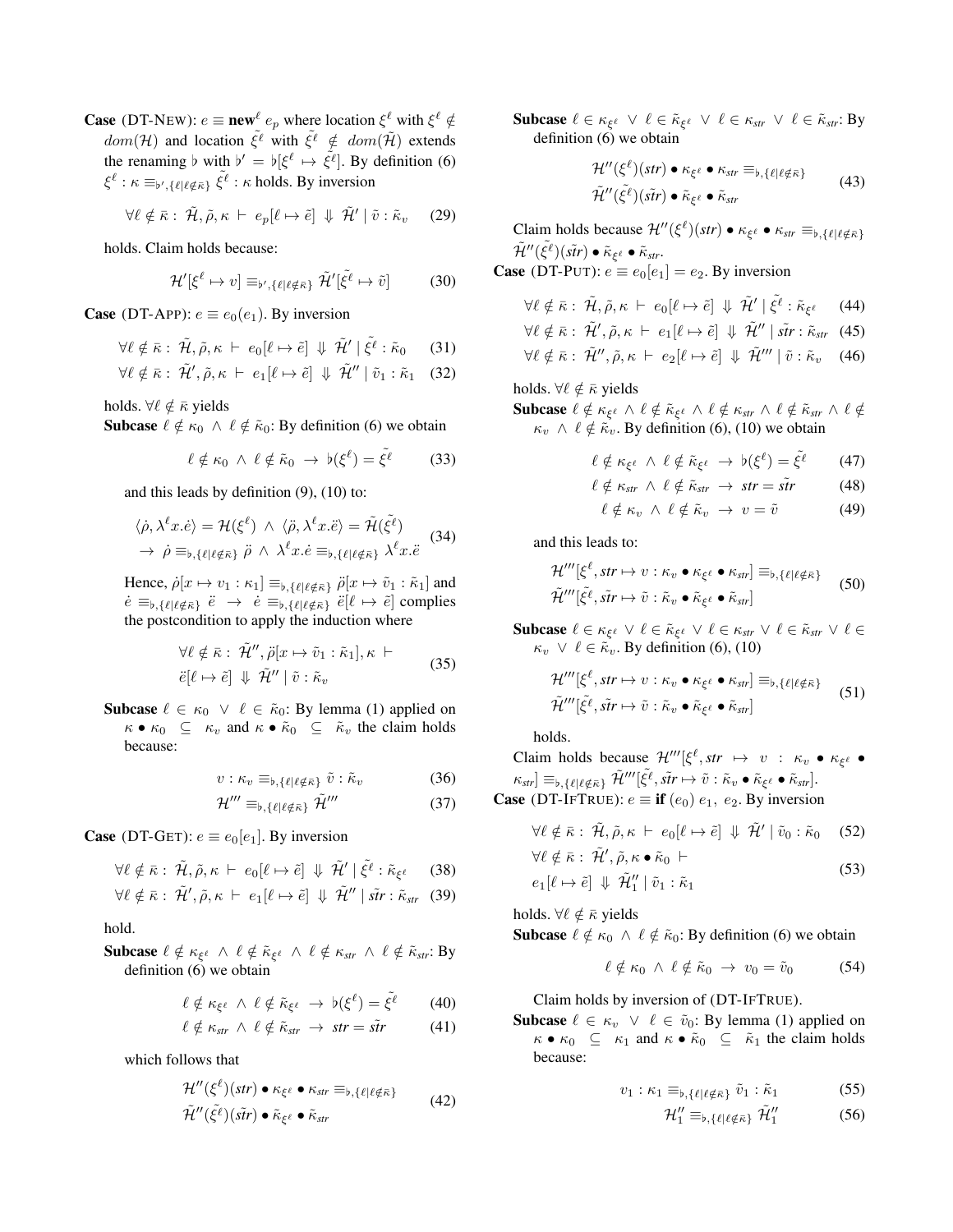**Case** (DT-NEW): $e \equiv \mathbf{new}^\ell\ e_p$ where location $\xi^\ell$ with $\xi^\ell \notin dom(\mathcal{H})$ and location $\tilde{\xi^\ell}$ with $\tilde{\xi^\ell} \notin dom(\tilde{\mathcal{H}})$ extends the renaming $\flat$ with $\flat' = \flat[\xi^\ell \mapsto \tilde{\xi^\ell}]$. By definition (6) $\xi^\ell : \kappa \equiv_{\flat', \{\ell | \ell \notin \bar{\kappa}\}} \tilde{\xi^\ell} : \kappa$ holds. By inversion

$$\forall \ell \notin \bar{\kappa} :\ \tilde{\mathcal{H}}, \tilde{\rho}, \kappa\ \vdash\ e_p[\ell \mapsto \tilde{e}]\ \Downarrow\ \tilde{\mathcal{H}}' \mid \tilde{v} : \tilde{\kappa}_v \tag{29}$$

holds. Claim holds because:

$$\mathcal{H}'[\xi^\ell \mapsto v] \equiv_{\flat', \{\ell | \ell \notin \bar{\kappa}\}} \tilde{\mathcal{H}}'[\tilde{\xi^\ell} \mapsto \tilde{v}] \tag{30}$$

**Case** (DT-APP): $e \equiv e_0(e_1)$. By inversion

$$\forall \ell \notin \bar{\kappa} :\ \tilde{\mathcal{H}}, \tilde{\rho}, \kappa\ \vdash\ e_0[\ell \mapsto \tilde{e}]\ \Downarrow\ \tilde{\mathcal{H}}' \mid \tilde{\xi^\ell} : \tilde{\kappa}_0 \tag{31}$$

$$\forall \ell \notin \bar{\kappa} :\ \tilde{\mathcal{H}}', \tilde{\rho}, \kappa\ \vdash\ e_1[\ell \mapsto \tilde{e}]\ \Downarrow\ \tilde{\mathcal{H}}'' \mid \tilde{v}_1 : \tilde{\kappa}_1 \tag{32}$$

holds. $\forall \ell \notin \bar{\kappa}$ yields

**Subcase** $\ell \notin \kappa_0\ \wedge\ \ell \notin \tilde{\kappa}_0$: By definition (6) we obtain

$$\ell \notin \kappa_0\ \wedge\ \ell \notin \tilde{\kappa}_0\ \rightarrow\ \flat(\xi^\ell) = \tilde{\xi^\ell} \tag{33}$$

and this leads by definition (9), (10) to:

$$\begin{gathered}\langle \dot{\rho}, \lambda^\ell x.\dot{e}\rangle = \mathcal{H}(\xi^\ell)\ \wedge\ \langle \ddot{\rho}, \lambda^\ell x.\ddot{e}\rangle = \tilde{\mathcal{H}}(\tilde{\xi^\ell}) \\ \rightarrow\ \dot{\rho} \equiv_{\flat, \{\ell | \ell \notin \bar{\kappa}\}} \ddot{\rho}\ \wedge\ \lambda^\ell x.\dot{e} \equiv_{\flat, \{\ell | \ell \notin \bar{\kappa}\}} \lambda^\ell x.\ddot{e}\end{gathered} \tag{34}$$

Hence, $\dot{\rho}[x \mapsto v_1 : \kappa_1] \equiv_{\flat, \{\ell | \ell \notin \bar{\kappa}\}} \ddot{\rho}[x \mapsto \tilde{v}_1 : \tilde{\kappa}_1]$ and $\dot{e} \equiv_{\flat, \{\ell | \ell \notin \bar{\kappa}\}} \ddot{e}\ \rightarrow\ \dot{e} \equiv_{\flat, \{\ell | \ell \notin \bar{\kappa}\}} \ddot{e}[\ell \mapsto \tilde{e}]$ complies the postcondition to apply the induction where

$$\begin{gathered}\forall \ell \notin \bar{\kappa} :\ \tilde{\mathcal{H}}'', \ddot{\rho}[x \mapsto \tilde{v}_1 : \tilde{\kappa}_1], \kappa\ \vdash \\ \ddot{e}[\ell \mapsto \tilde{e}]\ \Downarrow\ \tilde{\mathcal{H}}'' \mid \tilde{v} : \tilde{\kappa}_v\end{gathered} \tag{35}$$

**Subcase** $\ell \in \kappa_0\ \vee\ \ell \in \tilde{\kappa}_0$: By lemma (1) applied on $\kappa \bullet \kappa_0\ \subseteq\ \kappa_v$ and $\kappa \bullet \tilde{\kappa}_0\ \subseteq\ \tilde{\kappa}_v$ the claim holds because:

$$v : \kappa_v \equiv_{\flat, \{\ell | \ell \notin \bar{\kappa}\}} \tilde{v} : \tilde{\kappa}_v \tag{36}$$

$$\mathcal{H}''' \equiv_{\flat, \{\ell | \ell \notin \bar{\kappa}\}} \tilde{\mathcal{H}}''' \tag{37}$$

**Case** (DT-GET): $e \equiv e_0[e_1]$. By inversion

$$\forall \ell \notin \bar{\kappa} :\ \tilde{\mathcal{H}}, \tilde{\rho}, \kappa\ \vdash\ e_0[\ell \mapsto \tilde{e}]\ \Downarrow\ \tilde{\mathcal{H}}' \mid \tilde{\xi^\ell} : \tilde{\kappa}_{\xi^\ell} \tag{38}$$

$$\forall \ell \notin \bar{\kappa} :\ \tilde{\mathcal{H}}', \tilde{\rho}, \kappa\ \vdash\ e_1[\ell \mapsto \tilde{e}]\ \Downarrow\ \tilde{\mathcal{H}}'' \mid \tilde{str} : \tilde{\kappa}_{str} \tag{39}$$

hold.

**Subcase** $\ell \notin \kappa_{\xi^\ell}\ \wedge\ \ell \notin \tilde{\kappa}_{\xi^\ell}\ \wedge\ \ell \notin \kappa_{str}\ \wedge\ \ell \notin \tilde{\kappa}_{str}$: By definition (6) we obtain

$$\ell \notin \kappa_{\xi^\ell}\ \wedge\ \ell \notin \tilde{\kappa}_{\xi^\ell}\ \rightarrow\ \flat(\xi^\ell) = \tilde{\xi^\ell} \tag{40}$$

$$\ell \notin \kappa_{str}\ \wedge\ \ell \notin \tilde{\kappa}_{str}\ \rightarrow\ str = \tilde{str} \tag{41}$$

which follows that

$$\begin{gathered}\mathcal{H}''(\xi^\ell)(str) \bullet \kappa_{\xi^\ell} \bullet \kappa_{str} \equiv_{\flat, \{\ell | \ell \notin \bar{\kappa}\}} \\ \tilde{\mathcal{H}}''(\tilde{\xi^\ell})(\tilde{str}) \bullet \tilde{\kappa}_{\xi^\ell} \bullet \tilde{\kappa}_{str}\end{gathered} \tag{42}$$

**Subcase** $\ell \in \kappa_{\xi^\ell}\ \vee\ \ell \in \tilde{\kappa}_{\xi^\ell}\ \vee\ \ell \in \kappa_{str}\ \vee\ \ell \in \tilde{\kappa}_{str}$: By definition (6) we obtain

$$\begin{gathered}\mathcal{H}''(\xi^\ell)(str) \bullet \kappa_{\xi^\ell} \bullet \kappa_{str} \equiv_{\flat, \{\ell | \ell \notin \bar{\kappa}\}} \\ \tilde{\mathcal{H}}''(\tilde{\xi^\ell})(\tilde{str}) \bullet \tilde{\kappa}_{\xi^\ell} \bullet \tilde{\kappa}_{str}\end{gathered} \tag{43}$$

Claim holds because $\mathcal{H}''(\xi^\ell)(str) \bullet \kappa_{\xi^\ell} \bullet \kappa_{str} \equiv_{\flat, \{\ell | \ell \notin \bar{\kappa}\}} \tilde{\mathcal{H}}''(\tilde{\xi^\ell})(\tilde{str}) \bullet \tilde{\kappa}_{\xi^\ell} \bullet \tilde{\kappa}_{str}$.

**Case** (DT-PUT): $e \equiv e_0[e_1] = e_2$. By inversion

$$\forall \ell \notin \bar{\kappa} :\ \tilde{\mathcal{H}}, \tilde{\rho}, \kappa\ \vdash\ e_0[\ell \mapsto \tilde{e}]\ \Downarrow\ \tilde{\mathcal{H}}' \mid \tilde{\xi^\ell} : \tilde{\kappa}_{\xi^\ell} \tag{44}$$

$$\forall \ell \notin \bar{\kappa} :\ \tilde{\mathcal{H}}', \tilde{\rho}, \kappa\ \vdash\ e_1[\ell \mapsto \tilde{e}]\ \Downarrow\ \tilde{\mathcal{H}}'' \mid \tilde{str} : \tilde{\kappa}_{str} \tag{45}$$

$$\forall \ell \notin \bar{\kappa} :\ \tilde{\mathcal{H}}'', \tilde{\rho}, \kappa\ \vdash\ e_2[\ell \mapsto \tilde{e}]\ \Downarrow\ \tilde{\mathcal{H}}''' \mid \tilde{v} : \tilde{\kappa}_v \tag{46}$$

holds. $\forall \ell \notin \bar{\kappa}$ yields

**Subcase** $\ell \notin \kappa_{\xi^\ell}\ \wedge\ \ell \notin \tilde{\kappa}_{\xi^\ell}\ \wedge\ \ell \notin \kappa_{str}\ \wedge\ \ell \notin \tilde{\kappa}_{str}\ \wedge\ \ell \notin \kappa_v\ \wedge\ \ell \notin \tilde{\kappa}_v$. By definition (6), (10) we obtain

$$\ell \notin \kappa_{\xi^\ell}\ \wedge\ \ell \notin \tilde{\kappa}_{\xi^\ell}\ \rightarrow\ \flat(\xi^\ell) = \tilde{\xi^\ell} \tag{47}$$

$$\ell \notin \kappa_{str}\ \wedge\ \ell \notin \tilde{\kappa}_{str}\ \rightarrow\ str = \tilde{str} \tag{48}$$

$$\ell \notin \kappa_v\ \wedge\ \ell \notin \tilde{\kappa}_v\ \rightarrow\ v = \tilde{v} \tag{49}$$

and this leads to:

$$\begin{gathered}\mathcal{H}'''[\xi^\ell, str \mapsto v : \kappa_v \bullet \kappa_{\xi^\ell} \bullet \kappa_{str}] \equiv_{\flat, \{\ell | \ell \notin \bar{\kappa}\}} \\ \tilde{\mathcal{H}}'''[\tilde{\xi^\ell}, \tilde{str} \mapsto \tilde{v} : \tilde{\kappa}_v \bullet \tilde{\kappa}_{\xi^\ell} \bullet \tilde{\kappa}_{str}]\end{gathered} \tag{50}$$

**Subcase** $\ell \in \kappa_{\xi^\ell}\ \vee\ \ell \in \tilde{\kappa}_{\xi^\ell}\ \vee\ \ell \in \kappa_{str}\ \vee\ \ell \in \tilde{\kappa}_{str}\ \vee\ \ell \in \kappa_v\ \vee\ \ell \in \tilde{\kappa}_v$. By definition (6), (10)

$$\begin{gathered}\mathcal{H}'''[\xi^\ell, str \mapsto v : \kappa_v \bullet \kappa_{\xi^\ell} \bullet \kappa_{str}] \equiv_{\flat, \{\ell | \ell \notin \bar{\kappa}\}} \\ \tilde{\mathcal{H}}'''[\tilde{\xi^\ell}, \tilde{str} \mapsto \tilde{v} : \tilde{\kappa}_v \bullet \tilde{\kappa}_{\xi^\ell} \bullet \tilde{\kappa}_{str}]\end{gathered} \tag{51}$$

holds.

Claim holds because $\mathcal{H}'''[\xi^\ell, str\ \mapsto\ v\ :\ \kappa_v \bullet \kappa_{\xi^\ell} \bullet \kappa_{str}] \equiv_{\flat, \{\ell | \ell \notin \bar{\kappa}\}} \tilde{\mathcal{H}}'''[\tilde{\xi^\ell}, \tilde{str} \mapsto \tilde{v} : \tilde{\kappa}_v \bullet \tilde{\kappa}_{\xi^\ell} \bullet \tilde{\kappa}_{str}]$.

**Case** (DT-IFTRUE): $e \equiv \mathbf{if}\ (e_0)\ e_1,\ e_2$. By inversion

$$\forall \ell \notin \bar{\kappa} :\ \tilde{\mathcal{H}}, \tilde{\rho}, \kappa\ \vdash\ e_0[\ell \mapsto \tilde{e}]\ \Downarrow\ \tilde{\mathcal{H}}' \mid \tilde{v}_0 : \tilde{\kappa}_0 \tag{52}$$

$$\begin{gathered}\forall \ell \notin \bar{\kappa} :\ \tilde{\mathcal{H}}', \tilde{\rho}, \kappa \bullet \tilde{\kappa}_0\ \vdash \\ e_1[\ell \mapsto \tilde{e}]\ \Downarrow\ \tilde{\mathcal{H}}_1'' \mid \tilde{v}_1 : \tilde{\kappa}_1\end{gathered} \tag{53}$$

holds. $\forall \ell \notin \bar{\kappa}$ yields

**Subcase** $\ell \notin \kappa_0\ \wedge\ \ell \notin \tilde{\kappa}_0$: By definition (6) we obtain

$$\ell \notin \kappa_0\ \wedge\ \ell \notin \tilde{\kappa}_0\ \rightarrow\ v_0 = \tilde{v}_0 \tag{54}$$

Claim holds by inversion of (DT-IFTRUE).

**Subcase** $\ell \in \kappa_v\ \vee\ \ell \in \tilde{v}_0$: By lemma (1) applied on $\kappa \bullet \kappa_0\ \subseteq\ \kappa_1$ and $\kappa \bullet \tilde{\kappa}_0\ \subseteq\ \tilde{\kappa}_1$ the claim holds because:

$$v_1 : \kappa_1 \equiv_{\flat, \{\ell | \ell \notin \bar{\kappa}\}} \tilde{v}_1 : \tilde{\kappa}_1 \tag{55}$$

$$\mathcal{H}_1'' \equiv_{\flat, \{\ell | \ell \notin \bar{\kappa}\}} \tilde{\mathcal{H}}_1'' \tag{56}$$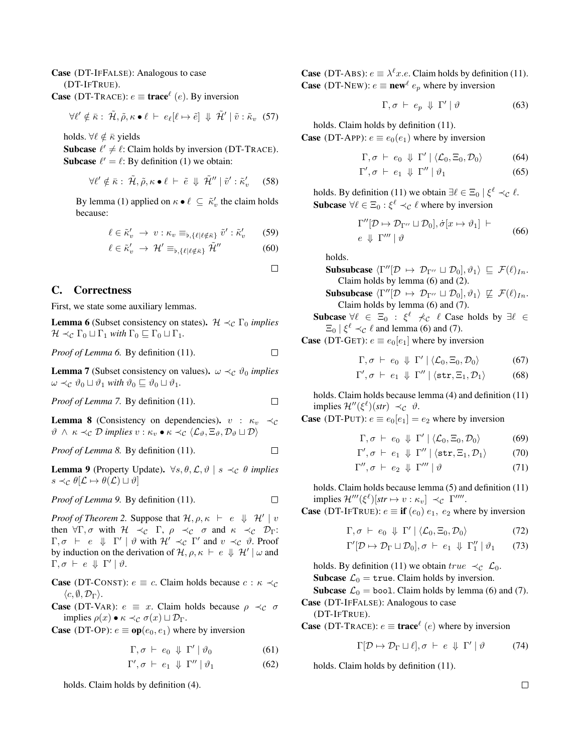**Case** (DT-IFFALSE): Analogous to case (DT-IFTRUE).

**Case** (DT-TRACE): $e \equiv \textbf{trace}^{\ell}\ (e)$. By inversion

$$\forall \ell' \notin \bar{\kappa} :\ \tilde{\mathcal{H}}, \tilde{\rho}, \kappa \bullet \ell\ \vdash\ e_{\ell}[\ell \mapsto \tilde{e}]\ \Downarrow\ \tilde{\mathcal{H}}' \mid \tilde{v} : \tilde{\kappa}_v \tag{57}$$

holds. $\forall \ell \notin \bar{\kappa}$ yields

**Subcase** $\ell' \neq \ell$: Claim holds by inversion (DT-TRACE).

**Subcase** $\ell' = \ell$: By definition (1) we obtain:

$$\forall \ell' \notin \bar{\kappa} :\ \tilde{\mathcal{H}}, \tilde{\rho}, \kappa \bullet \ell\ \vdash\ \tilde{e}\ \Downarrow\ \tilde{\mathcal{H}}'' \mid \tilde{v}' : \tilde{\kappa}_v' \tag{58}$$

By lemma (1) applied on $\kappa \bullet \ell\ \subseteq\ \tilde{\kappa}_v'$ the claim holds because:

$$\ell \in \tilde{\kappa}_v'\ \rightarrow\ v : \kappa_v \equiv_{\flat, \{\ell \mid \ell \notin \bar{\kappa}\}} \tilde{v}' : \tilde{\kappa}_v' \tag{59}$$

$$\ell \in \tilde{\kappa}_v'\ \rightarrow\ \mathcal{H}' \equiv_{\flat, \{\ell \mid \ell \notin \bar{\kappa}\}} \tilde{\mathcal{H}}'' \tag{60}$$

□

## C. Correctness

First, we state some auxiliary lemmas.

**Lemma 6** (Subset consistency on states). *$\mathcal{H} \prec_{\mathcal{C}} \Gamma_0$ implies $\mathcal{H} \prec_{\mathcal{C}} \Gamma_0 \sqcup \Gamma_1$ with $\Gamma_0 \sqsubseteq \Gamma_0 \sqcup \Gamma_1$.*

*Proof of Lemma 6.* By definition (11). □

**Lemma 7** (Subset consistency on values). *$\omega \prec_{\mathcal{C}} \vartheta_0$ implies $\omega \prec_{\mathcal{C}} \vartheta_0 \sqcup \vartheta_1$ with $\vartheta_0 \sqsubseteq \vartheta_0 \sqcup \vartheta_1$.*

*Proof of Lemma 7.* By definition (11). □

**Lemma 8** (Consistency on dependencies). *$v : \kappa_v \prec_{\mathcal{C}} \vartheta\ \wedge\ \kappa \prec_{\mathcal{C}} \mathcal{D}$ implies $v : \kappa_v \bullet \kappa \prec_{\mathcal{C}} \langle \mathcal{L}_{\vartheta}, \Xi_{\vartheta}, \mathcal{D}_{\vartheta} \sqcup \mathcal{D} \rangle$*

*Proof of Lemma 8.* By definition (11). □

**Lemma 9** (Property Update). *$\forall s, \theta, \mathcal{L}, \vartheta \mid s \prec_{\mathcal{C}} \theta$ implies $s \prec_{\mathcal{C}} \theta[\mathcal{L} \mapsto \theta(\mathcal{L}) \sqcup \vartheta]$*

*Proof of Lemma 9.* By definition (11). □

*Proof of Theorem 2.* Suppose that $\mathcal{H}, \rho, \kappa\ \vdash\ e\ \Downarrow\ \mathcal{H}' \mid v$ then $\forall \Gamma, \sigma$ with $\mathcal{H} \prec_{\mathcal{C}} \Gamma$, $\rho \prec_{\mathcal{C}} \sigma$ and $\kappa \prec_{\mathcal{C}} \mathcal{D}_{\Gamma}$: $\Gamma, \sigma\ \vdash\ e\ \Downarrow\ \Gamma' \mid \vartheta$ with $\mathcal{H}' \prec_{\mathcal{C}} \Gamma'$ and $v \prec_{\mathcal{C}} \vartheta$. Proof by induction on the derivation of $\mathcal{H}, \rho, \kappa\ \vdash\ e\ \Downarrow\ \mathcal{H}' \mid \omega$ and $\Gamma, \sigma\ \vdash\ e\ \Downarrow\ \Gamma' \mid \vartheta$.

**Case** (DT-CONST): $e \equiv c$. Claim holds because $c : \kappa \prec_{\mathcal{C}} \langle c, \emptyset, \mathcal{D}_{\Gamma} \rangle$.

**Case** (DT-VAR): $e \equiv x$. Claim holds because $\rho \prec_{\mathcal{C}} \sigma$ implies $\rho(x) \bullet \kappa \prec_{\mathcal{C}} \sigma(x) \sqcup \mathcal{D}_{\Gamma}$.

**Case** (DT-OP): $e \equiv \textbf{op}(e_0, e_1)$ where by inversion

$$\Gamma, \sigma\ \vdash\ e_0\ \Downarrow\ \Gamma' \mid \vartheta_0 \tag{61}$$

$$\Gamma', \sigma\ \vdash\ e_1\ \Downarrow\ \Gamma'' \mid \vartheta_1 \tag{62}$$

holds. Claim holds by definition (4).

**Case** (DT-ABS): $e \equiv \lambda^{\ell} x.e$. Claim holds by definition (11).

**Case** (DT-NEW): $e \equiv \textbf{new}^{\ell}\ e_p$ where by inversion

$$\Gamma, \sigma\ \vdash\ e_p\ \Downarrow\ \Gamma' \mid \vartheta \tag{63}$$

holds. Claim holds by definition (11).

**Case** (DT-APP): $e \equiv e_0(e_1)$ where by inversion

$$\Gamma, \sigma\ \vdash\ e_0\ \Downarrow\ \Gamma' \mid \langle \mathcal{L}_0, \Xi_0, \mathcal{D}_0 \rangle \tag{64}$$

$$\Gamma', \sigma\ \vdash\ e_1\ \Downarrow\ \Gamma'' \mid \vartheta_1 \tag{65}$$

holds. By definition (11) we obtain $\exists \ell \in \Xi_0 \mid \xi^{\ell} \prec_{\mathcal{C}} \ell$.

**Subcase** $\forall \ell \in \Xi_0 : \xi^{\ell} \prec_{\mathcal{C}} \ell$ where by inversion

$$\Gamma''[\mathcal{D} \mapsto \mathcal{D}_{\Gamma''} \sqcup \mathcal{D}_0], \dot{\sigma}[x \mapsto \vartheta_1]\ \vdash\ e\ \Downarrow\ \Gamma''' \mid \vartheta \tag{66}$$

holds.

**Subsubcase** $\langle \Gamma''[\mathcal{D} \mapsto \mathcal{D}_{\Gamma''} \sqcup \mathcal{D}_0], \vartheta_1 \rangle\ \sqsubseteq\ \mathcal{F}(\ell)_{In}$. Claim holds by lemma (6) and (2).

**Subsubcase** $\langle \Gamma''[\mathcal{D} \mapsto \mathcal{D}_{\Gamma''} \sqcup \mathcal{D}_0], \vartheta_1 \rangle\ \not\sqsubseteq\ \mathcal{F}(\ell)_{In}$. Claim holds by lemma (6) and (7).

**Subcase** $\forall \ell \in \Xi_0 : \xi^{\ell} \not\prec_{\mathcal{C}} \ell$ Case holds by $\exists \ell \in \Xi_0 \mid \xi^{\ell} \prec_{\mathcal{C}} \ell$ and lemma (6) and (7).

**Case** (DT-GET): $e \equiv e_0[e_1]$ where by inversion

$$\Gamma, \sigma\ \vdash\ e_0\ \Downarrow\ \Gamma' \mid \langle \mathcal{L}_0, \Xi_0, \mathcal{D}_0 \rangle \tag{67}$$

$$\Gamma', \sigma\ \vdash\ e_1\ \Downarrow\ \Gamma'' \mid \langle \texttt{str}, \Xi_1, \mathcal{D}_1 \rangle \tag{68}$$

holds. Claim holds because lemma (4) and definition (11) implies $\mathcal{H}''(\xi^{\ell})(\mathit{str})\ \prec_{\mathcal{C}}\ \vartheta$.

**Case** (DT-PUT): $e \equiv e_0[e_1] = e_2$ where by inversion

$$\Gamma, \sigma\ \vdash\ e_0\ \Downarrow\ \Gamma' \mid \langle \mathcal{L}_0, \Xi_0, \mathcal{D}_0 \rangle \tag{69}$$

$$\Gamma', \sigma\ \vdash\ e_1\ \Downarrow\ \Gamma'' \mid \langle \texttt{str}, \Xi_1, \mathcal{D}_1 \rangle \tag{70}$$

$$\Gamma'', \sigma\ \vdash\ e_2\ \Downarrow\ \Gamma''' \mid \vartheta \tag{71}$$

holds. Claim holds because lemma (5) and definition (11) implies $\mathcal{H}'''(\xi^{\ell})[\mathit{str} \mapsto v : \kappa_v]\ \prec_{\mathcal{C}}\ \Gamma''''$.

**Case** (DT-IFTRUE): $e \equiv \textbf{if}\ (e_0)\ e_1,\ e_2$ where by inversion

$$\Gamma, \sigma\ \vdash\ e_0\ \Downarrow\ \Gamma' \mid \langle \mathcal{L}_0, \Xi_0, \mathcal{D}_0 \rangle \tag{72}$$

$$\Gamma'[\mathcal{D} \mapsto \mathcal{D}_{\Gamma} \sqcup \mathcal{D}_0], \sigma\ \vdash\ e_1\ \Downarrow\ \Gamma_1'' \mid \vartheta_1 \tag{73}$$

holds. By definition (11) we obtain $\mathit{true}\ \prec_{\mathcal{C}}\ \mathcal{L}_0$.

**Subcase** $\mathcal{L}_0 = \texttt{true}$. Claim holds by inversion.

**Subcase** $\mathcal{L}_0 = \texttt{bool}$. Claim holds by lemma (6) and (7).

**Case** (DT-IFFALSE): Analogous to case (DT-IFTRUE).

**Case** (DT-TRACE): $e \equiv \textbf{trace}^{\ell}\ (e)$ where by inversion

$$\Gamma[\mathcal{D} \mapsto \mathcal{D}_{\Gamma} \sqcup \ell], \sigma\ \vdash\ e\ \Downarrow\ \Gamma' \mid \vartheta \tag{74}$$

holds. Claim holds by definition (11).

□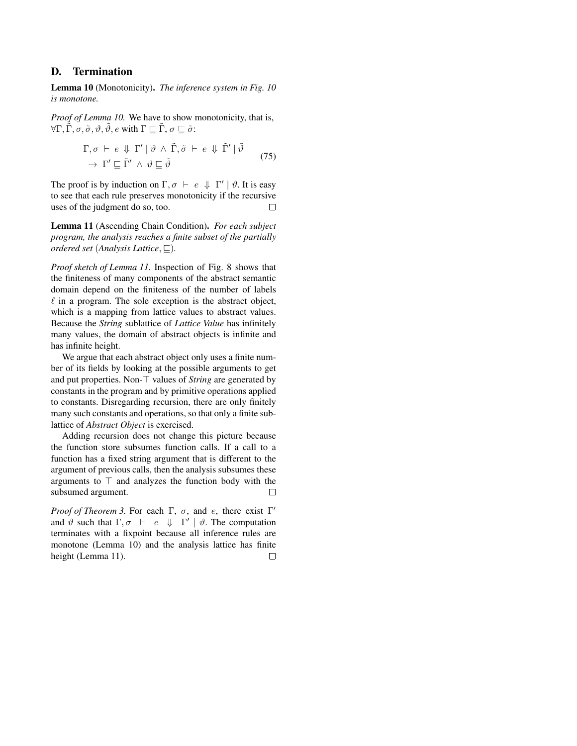## D. Termination

**Lemma 10** (Monotonicity). *The inference system in Fig. 10 is monotone.*

*Proof of Lemma 10.* We have to show monotonicity, that is, $\forall \Gamma, \tilde{\Gamma}, \sigma, \tilde{\sigma}, \vartheta, \tilde{\vartheta}, e$ with $\Gamma \sqsubseteq \tilde{\Gamma}$, $\sigma \sqsubseteq \tilde{\sigma}$:

$$\begin{aligned} &\Gamma, \sigma \ \vdash \ e \ \Downarrow \ \Gamma' \mid \vartheta \ \wedge \ \tilde{\Gamma}, \tilde{\sigma} \ \vdash \ e \ \Downarrow \ \tilde{\Gamma}' \mid \tilde{\vartheta} \\ &\quad \rightarrow \ \Gamma' \sqsubseteq \tilde{\Gamma}' \ \wedge \ \vartheta \sqsubseteq \tilde{\vartheta} \end{aligned} \tag{75}$$

The proof is by induction on $\Gamma, \sigma \ \vdash \ e \ \Downarrow \ \Gamma' \mid \vartheta$. It is easy to see that each rule preserves monotonicity if the recursive uses of the judgment do so, too. □

**Lemma 11** (Ascending Chain Condition). *For each subject program, the analysis reaches a finite subset of the partially ordered set* (*Analysis Lattice*, $\sqsubseteq$).

*Proof sketch of Lemma 11.* Inspection of Fig. 8 shows that the finiteness of many components of the abstract semantic domain depend on the finiteness of the number of labels $\ell$ in a program. The sole exception is the abstract object, which is a mapping from lattice values to abstract values. Because the *String* sublattice of *Lattice Value* has infinitely many values, the domain of abstract objects is infinite and has infinite height.

We argue that each abstract object only uses a finite number of its fields by looking at the possible arguments to get and put properties. Non-$\top$ values of *String* are generated by constants in the program and by primitive operations applied to constants. Disregarding recursion, there are only finitely many such constants and operations, so that only a finite sublattice of *Abstract Object* is exercised.

Adding recursion does not change this picture because the function store subsumes function calls. If a call to a function has a fixed string argument that is different to the argument of previous calls, then the analysis subsumes these arguments to $\top$ and analyzes the function body with the subsumed argument. □

*Proof of Theorem 3.* For each $\Gamma$, $\sigma$, and $e$, there exist $\Gamma'$ and $\vartheta$ such that $\Gamma, \sigma \ \vdash \ e \ \Downarrow \ \Gamma' \mid \vartheta$. The computation terminates with a fixpoint because all inference rules are monotone (Lemma 10) and the analysis lattice has finite height (Lemma 11). □